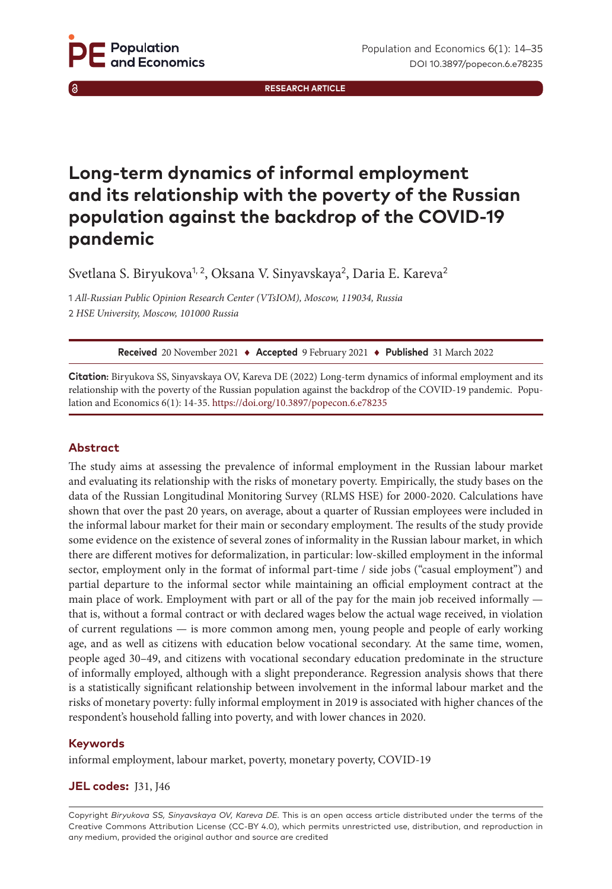RESEARCH ARTICLE

# Long-term dynamics of informal employment and its relationship with the poverty of the Russian population against the backdrop of the COVID-19 pandemic

Svetlana S. Biryukova[1, 2], Oksana V. Sinyavskaya[2], Daria E. Kareva[2]

1 *All-Russian Public Opinion Research Center (VTsIOM), Moscow, 119034, Russia*
2 *HSE University, Moscow, 101000 Russia*

**Received** 20 November 2021 ♦ **Accepted** 9 February 2021 ♦ **Published** 31 March 2022

**Citation:** Biryukova SS, Sinyavskaya OV, Kareva DE (2022) Long-term dynamics of informal employment and its relationship with the poverty of the Russian population against the backdrop of the COVID-19 pandemic. Population and Economics 6(1): 14-35. https://doi.org/10.3897/popecon.6.e78235

## Abstract

The study aims at assessing the prevalence of informal employment in the Russian labour market and evaluating its relationship with the risks of monetary poverty. Empirically, the study bases on the data of the Russian Longitudinal Monitoring Survey (RLMS HSE) for 2000-2020. Calculations have shown that over the past 20 years, on average, about a quarter of Russian employees were included in the informal labour market for their main or secondary employment. The results of the study provide some evidence on the existence of several zones of informality in the Russian labour market, in which there are different motives for deformalization, in particular: low-skilled employment in the informal sector, employment only in the format of informal part-time / side jobs ("casual employment") and partial departure to the informal sector while maintaining an official employment contract at the main place of work. Employment with part or all of the pay for the main job received informally — that is, without a formal contract or with declared wages below the actual wage received, in violation of current regulations — is more common among men, young people and people of early working age, and as well as citizens with education below vocational secondary. At the same time, women, people aged 30–49, and citizens with vocational secondary education predominate in the structure of informally employed, although with a slight preponderance. Regression analysis shows that there is a statistically significant relationship between involvement in the informal labour market and the risks of monetary poverty: fully informal employment in 2019 is associated with higher chances of the respondent's household falling into poverty, and with lower chances in 2020.

## Keywords

informal employment, labour market, poverty, monetary poverty, COVID-19

## JEL codes: J31, J46

Copyright *Biryukova SS, Sinyavskaya OV, Kareva DE.* This is an open access article distributed under the terms of the Creative Commons Attribution License (CC-BY 4.0), which permits unrestricted use, distribution, and reproduction in any medium, provided the original author and source are credited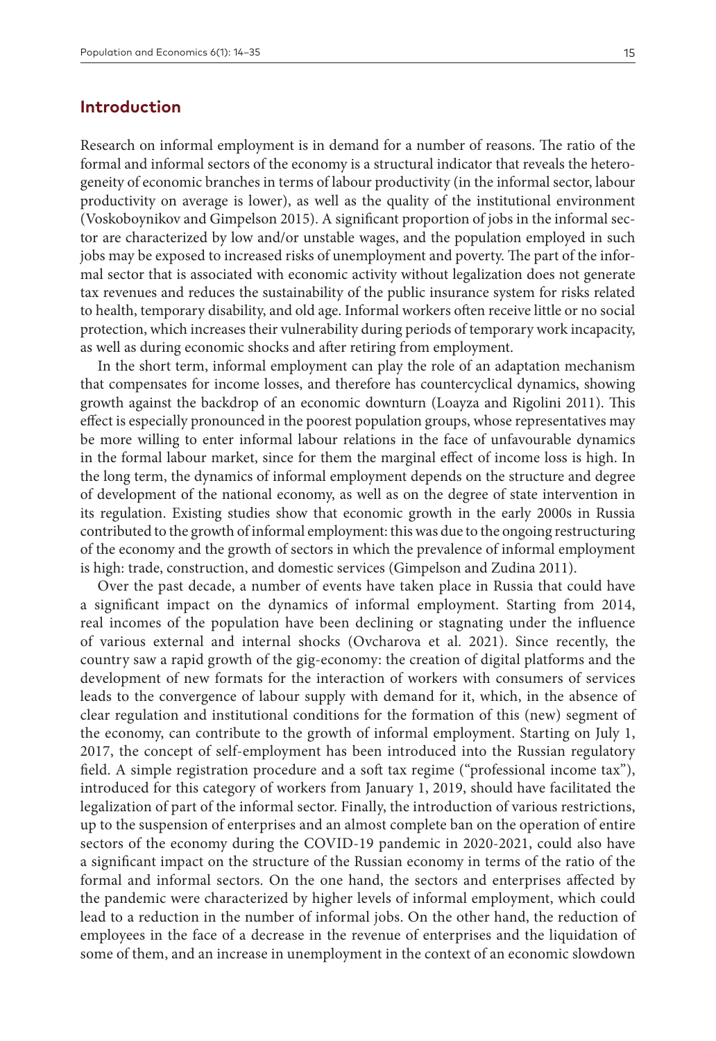## Introduction

Research on informal employment is in demand for a number of reasons. The ratio of the formal and informal sectors of the economy is a structural indicator that reveals the heterogeneity of economic branches in terms of labour productivity (in the informal sector, labour productivity on average is lower), as well as the quality of the institutional environment (Voskoboynikov and Gimpelson 2015). A significant proportion of jobs in the informal sector are characterized by low and/or unstable wages, and the population employed in such jobs may be exposed to increased risks of unemployment and poverty. The part of the informal sector that is associated with economic activity without legalization does not generate tax revenues and reduces the sustainability of the public insurance system for risks related to health, temporary disability, and old age. Informal workers often receive little or no social protection, which increases their vulnerability during periods of temporary work incapacity, as well as during economic shocks and after retiring from employment.

In the short term, informal employment can play the role of an adaptation mechanism that compensates for income losses, and therefore has countercyclical dynamics, showing growth against the backdrop of an economic downturn (Loayza and Rigolini 2011). This effect is especially pronounced in the poorest population groups, whose representatives may be more willing to enter informal labour relations in the face of unfavourable dynamics in the formal labour market, since for them the marginal effect of income loss is high. In the long term, the dynamics of informal employment depends on the structure and degree of development of the national economy, as well as on the degree of state intervention in its regulation. Existing studies show that economic growth in the early 2000s in Russia contributed to the growth of informal employment: this was due to the ongoing restructuring of the economy and the growth of sectors in which the prevalence of informal employment is high: trade, construction, and domestic services (Gimpelson and Zudina 2011).

Over the past decade, a number of events have taken place in Russia that could have a significant impact on the dynamics of informal employment. Starting from 2014, real incomes of the population have been declining or stagnating under the influence of various external and internal shocks (Ovcharova et al. 2021). Since recently, the country saw a rapid growth of the gig-economy: the creation of digital platforms and the development of new formats for the interaction of workers with consumers of services leads to the convergence of labour supply with demand for it, which, in the absence of clear regulation and institutional conditions for the formation of this (new) segment of the economy, can contribute to the growth of informal employment. Starting on July 1, 2017, the concept of self-employment has been introduced into the Russian regulatory field. A simple registration procedure and a soft tax regime ("professional income tax"), introduced for this category of workers from January 1, 2019, should have facilitated the legalization of part of the informal sector. Finally, the introduction of various restrictions, up to the suspension of enterprises and an almost complete ban on the operation of entire sectors of the economy during the COVID-19 pandemic in 2020-2021, could also have a significant impact on the structure of the Russian economy in terms of the ratio of the formal and informal sectors. On the one hand, the sectors and enterprises affected by the pandemic were characterized by higher levels of informal employment, which could lead to a reduction in the number of informal jobs. On the other hand, the reduction of employees in the face of a decrease in the revenue of enterprises and the liquidation of some of them, and an increase in unemployment in the context of an economic slowdown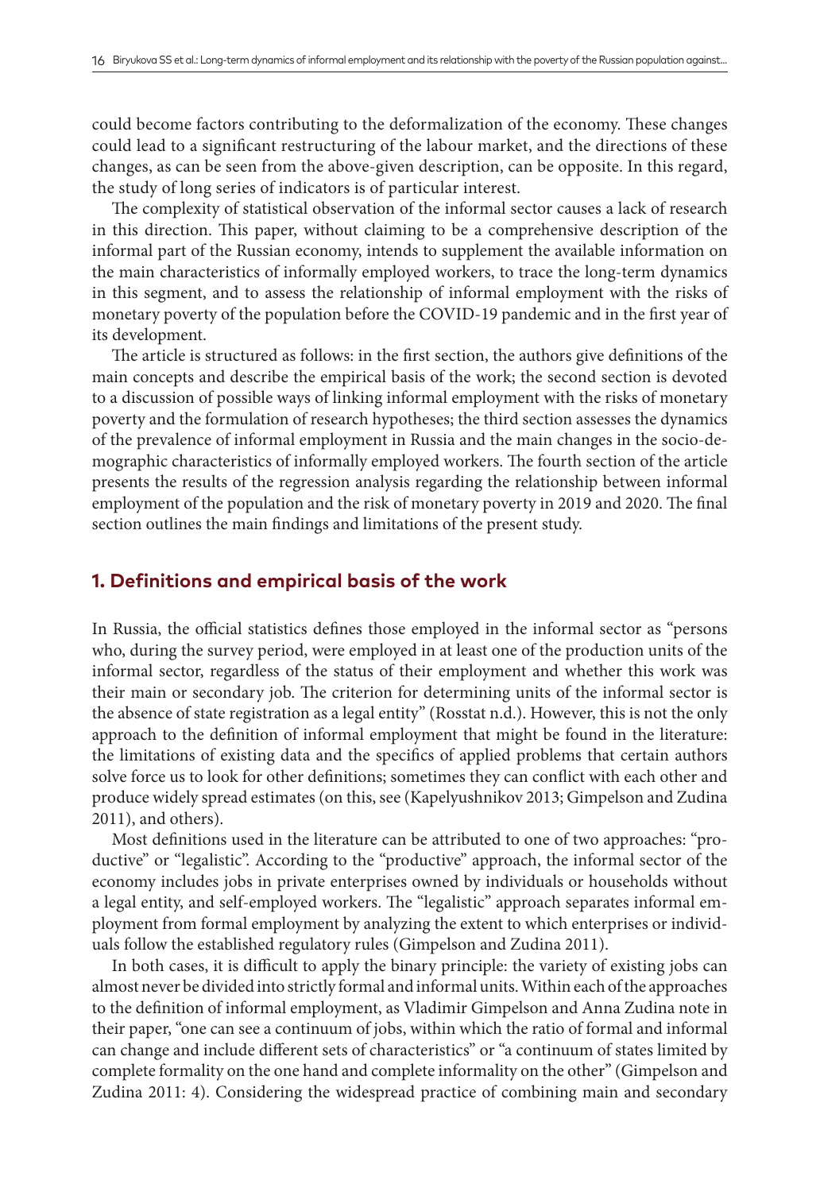could become factors contributing to the deformalization of the economy. These changes could lead to a significant restructuring of the labour market, and the directions of these changes, as can be seen from the above-given description, can be opposite. In this regard, the study of long series of indicators is of particular interest.

The complexity of statistical observation of the informal sector causes a lack of research in this direction. This paper, without claiming to be a comprehensive description of the informal part of the Russian economy, intends to supplement the available information on the main characteristics of informally employed workers, to trace the long-term dynamics in this segment, and to assess the relationship of informal employment with the risks of monetary poverty of the population before the COVID-19 pandemic and in the first year of its development.

The article is structured as follows: in the first section, the authors give definitions of the main concepts and describe the empirical basis of the work; the second section is devoted to a discussion of possible ways of linking informal employment with the risks of monetary poverty and the formulation of research hypotheses; the third section assesses the dynamics of the prevalence of informal employment in Russia and the main changes in the socio-demographic characteristics of informally employed workers. The fourth section of the article presents the results of the regression analysis regarding the relationship between informal employment of the population and the risk of monetary poverty in 2019 and 2020. The final section outlines the main findings and limitations of the present study.

## 1. Definitions and empirical basis of the work

In Russia, the official statistics defines those employed in the informal sector as "persons who, during the survey period, were employed in at least one of the production units of the informal sector, regardless of the status of their employment and whether this work was their main or secondary job. The criterion for determining units of the informal sector is the absence of state registration as a legal entity" (Rosstat n.d.). However, this is not the only approach to the definition of informal employment that might be found in the literature: the limitations of existing data and the specifics of applied problems that certain authors solve force us to look for other definitions; sometimes they can conflict with each other and produce widely spread estimates (on this, see (Kapelyushnikov 2013; Gimpelson and Zudina 2011), and others).

Most definitions used in the literature can be attributed to one of two approaches: "productive" or "legalistic". According to the "productive" approach, the informal sector of the economy includes jobs in private enterprises owned by individuals or households without a legal entity, and self-employed workers. The "legalistic" approach separates informal employment from formal employment by analyzing the extent to which enterprises or individuals follow the established regulatory rules (Gimpelson and Zudina 2011).

In both cases, it is difficult to apply the binary principle: the variety of existing jobs can almost never be divided into strictly formal and informal units. Within each of the approaches to the definition of informal employment, as Vladimir Gimpelson and Anna Zudina note in their paper, "one can see a continuum of jobs, within which the ratio of formal and informal can change and include different sets of characteristics" or "a continuum of states limited by complete formality on the one hand and complete informality on the other" (Gimpelson and Zudina 2011: 4). Considering the widespread practice of combining main and secondary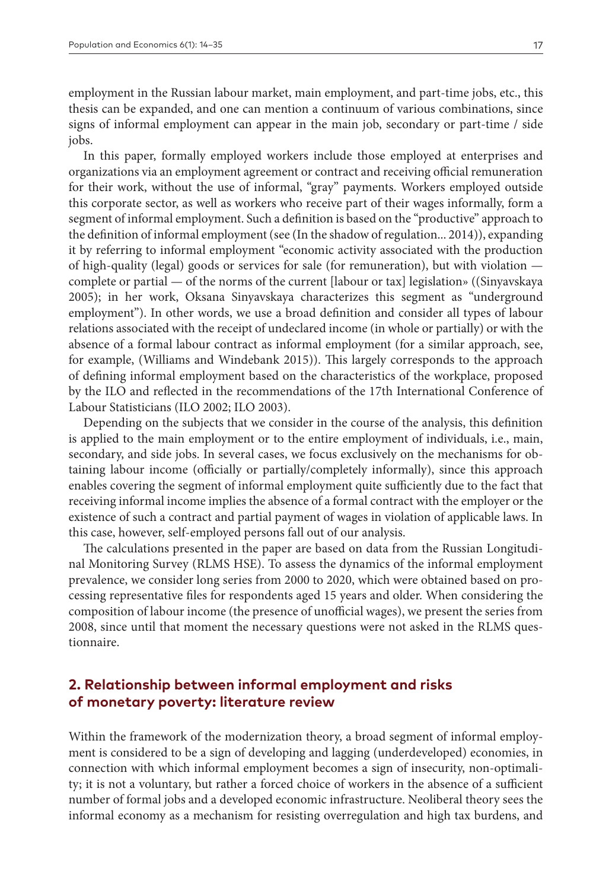employment in the Russian labour market, main employment, and part-time jobs, etc., this thesis can be expanded, and one can mention a continuum of various combinations, since signs of informal employment can appear in the main job, secondary or part-time / side jobs.

In this paper, formally employed workers include those employed at enterprises and organizations via an employment agreement or contract and receiving official remuneration for their work, without the use of informal, "gray" payments. Workers employed outside this corporate sector, as well as workers who receive part of their wages informally, form a segment of informal employment. Such a definition is based on the "productive" approach to the definition of informal employment (see (In the shadow of regulation... 2014)), expanding it by referring to informal employment "economic activity associated with the production of high-quality (legal) goods or services for sale (for remuneration), but with violation — complete or partial — of the norms of the current [labour or tax] legislation» ((Sinyavskaya 2005); in her work, Oksana Sinyavskaya characterizes this segment as "underground employment"). In other words, we use a broad definition and consider all types of labour relations associated with the receipt of undeclared income (in whole or partially) or with the absence of a formal labour contract as informal employment (for a similar approach, see, for example, (Williams and Windebank 2015)). This largely corresponds to the approach of defining informal employment based on the characteristics of the workplace, proposed by the ILO and reflected in the recommendations of the 17th International Conference of Labour Statisticians (ILO 2002; ILO 2003).

Depending on the subjects that we consider in the course of the analysis, this definition is applied to the main employment or to the entire employment of individuals, i.e., main, secondary, and side jobs. In several cases, we focus exclusively on the mechanisms for obtaining labour income (officially or partially/completely informally), since this approach enables covering the segment of informal employment quite sufficiently due to the fact that receiving informal income implies the absence of a formal contract with the employer or the existence of such a contract and partial payment of wages in violation of applicable laws. In this case, however, self-employed persons fall out of our analysis.

The calculations presented in the paper are based on data from the Russian Longitudinal Monitoring Survey (RLMS HSE). To assess the dynamics of the informal employment prevalence, we consider long series from 2000 to 2020, which were obtained based on processing representative files for respondents aged 15 years and older. When considering the composition of labour income (the presence of unofficial wages), we present the series from 2008, since until that moment the necessary questions were not asked in the RLMS questionnaire.

## 2. Relationship between informal employment and risks of monetary poverty: literature review

Within the framework of the modernization theory, a broad segment of informal employment is considered to be a sign of developing and lagging (underdeveloped) economies, in connection with which informal employment becomes a sign of insecurity, non-optimality; it is not a voluntary, but rather a forced choice of workers in the absence of a sufficient number of formal jobs and a developed economic infrastructure. Neoliberal theory sees the informal economy as a mechanism for resisting overregulation and high tax burdens, and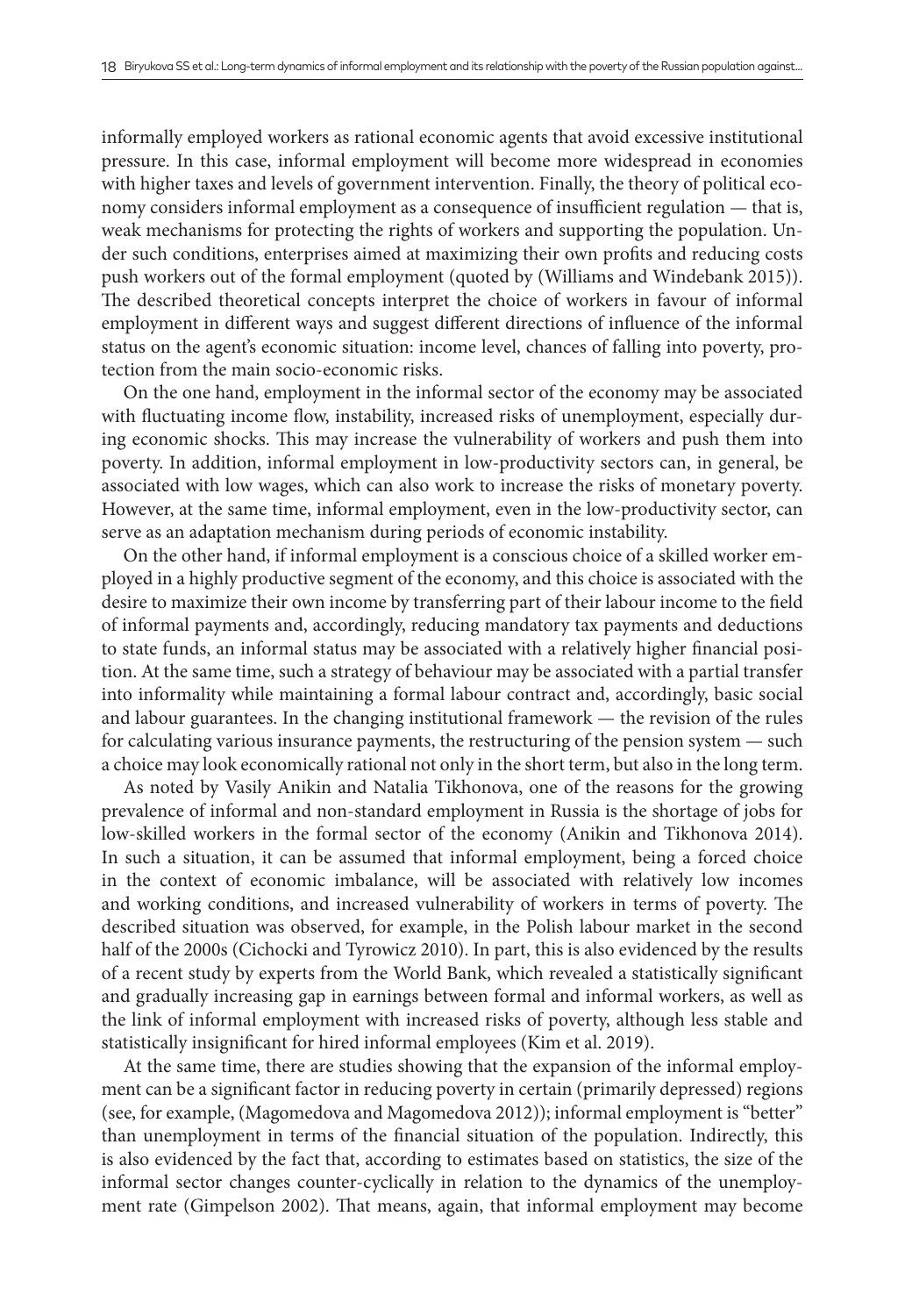informally employed workers as rational economic agents that avoid excessive institutional pressure. In this case, informal employment will become more widespread in economies with higher taxes and levels of government intervention. Finally, the theory of political economy considers informal employment as a consequence of insufficient regulation — that is, weak mechanisms for protecting the rights of workers and supporting the population. Under such conditions, enterprises aimed at maximizing their own profits and reducing costs push workers out of the formal employment (quoted by (Williams and Windebank 2015)). The described theoretical concepts interpret the choice of workers in favour of informal employment in different ways and suggest different directions of influence of the informal status on the agent's economic situation: income level, chances of falling into poverty, protection from the main socio-economic risks.

On the one hand, employment in the informal sector of the economy may be associated with fluctuating income flow, instability, increased risks of unemployment, especially during economic shocks. This may increase the vulnerability of workers and push them into poverty. In addition, informal employment in low-productivity sectors can, in general, be associated with low wages, which can also work to increase the risks of monetary poverty. However, at the same time, informal employment, even in the low-productivity sector, can serve as an adaptation mechanism during periods of economic instability.

On the other hand, if informal employment is a conscious choice of a skilled worker employed in a highly productive segment of the economy, and this choice is associated with the desire to maximize their own income by transferring part of their labour income to the field of informal payments and, accordingly, reducing mandatory tax payments and deductions to state funds, an informal status may be associated with a relatively higher financial position. At the same time, such a strategy of behaviour may be associated with a partial transfer into informality while maintaining a formal labour contract and, accordingly, basic social and labour guarantees. In the changing institutional framework — the revision of the rules for calculating various insurance payments, the restructuring of the pension system — such a choice may look economically rational not only in the short term, but also in the long term.

As noted by Vasily Anikin and Natalia Tikhonova, one of the reasons for the growing prevalence of informal and non-standard employment in Russia is the shortage of jobs for low-skilled workers in the formal sector of the economy (Anikin and Tikhonova 2014). In such a situation, it can be assumed that informal employment, being a forced choice in the context of economic imbalance, will be associated with relatively low incomes and working conditions, and increased vulnerability of workers in terms of poverty. The described situation was observed, for example, in the Polish labour market in the second half of the 2000s (Cichocki and Tyrowicz 2010). In part, this is also evidenced by the results of a recent study by experts from the World Bank, which revealed a statistically significant and gradually increasing gap in earnings between formal and informal workers, as well as the link of informal employment with increased risks of poverty, although less stable and statistically insignificant for hired informal employees (Kim et al. 2019).

At the same time, there are studies showing that the expansion of the informal employment can be a significant factor in reducing poverty in certain (primarily depressed) regions (see, for example, (Magomedova and Magomedova 2012)); informal employment is "better" than unemployment in terms of the financial situation of the population. Indirectly, this is also evidenced by the fact that, according to estimates based on statistics, the size of the informal sector changes counter-cyclically in relation to the dynamics of the unemployment rate (Gimpelson 2002). That means, again, that informal employment may become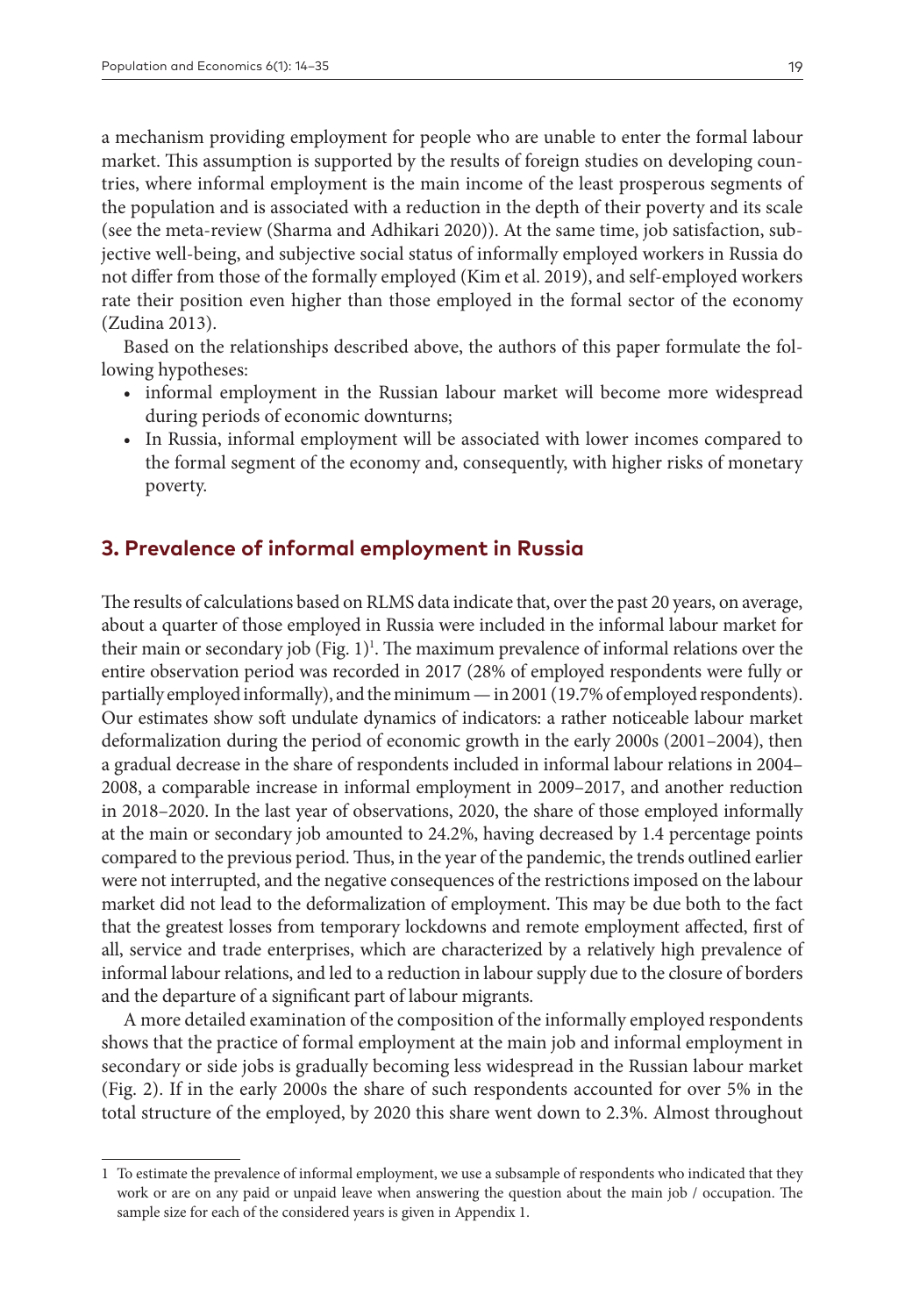a mechanism providing employment for people who are unable to enter the formal labour market. This assumption is supported by the results of foreign studies on developing countries, where informal employment is the main income of the least prosperous segments of the population and is associated with a reduction in the depth of their poverty and its scale (see the meta-review (Sharma and Adhikari 2020)). At the same time, job satisfaction, subjective well-being, and subjective social status of informally employed workers in Russia do not differ from those of the formally employed (Kim et al. 2019), and self-employed workers rate their position even higher than those employed in the formal sector of the economy (Zudina 2013).

Based on the relationships described above, the authors of this paper formulate the following hypotheses:

- informal employment in the Russian labour market will become more widespread during periods of economic downturns;
- In Russia, informal employment will be associated with lower incomes compared to the formal segment of the economy and, consequently, with higher risks of monetary poverty.

## 3. Prevalence of informal employment in Russia

The results of calculations based on RLMS data indicate that, over the past 20 years, on average, about a quarter of those employed in Russia were included in the informal labour market for their main or secondary job (Fig. 1)[1]. The maximum prevalence of informal relations over the entire observation period was recorded in 2017 (28% of employed respondents were fully or partially employed informally), and the minimum — in 2001 (19.7% of employed respondents). Our estimates show soft undulate dynamics of indicators: a rather noticeable labour market deformalization during the period of economic growth in the early 2000s (2001–2004), then a gradual decrease in the share of respondents included in informal labour relations in 2004–2008, a comparable increase in informal employment in 2009–2017, and another reduction in 2018–2020. In the last year of observations, 2020, the share of those employed informally at the main or secondary job amounted to 24.2%, having decreased by 1.4 percentage points compared to the previous period. Thus, in the year of the pandemic, the trends outlined earlier were not interrupted, and the negative consequences of the restrictions imposed on the labour market did not lead to the deformalization of employment. This may be due both to the fact that the greatest losses from temporary lockdowns and remote employment affected, first of all, service and trade enterprises, which are characterized by a relatively high prevalence of informal labour relations, and led to a reduction in labour supply due to the closure of borders and the departure of a significant part of labour migrants.

A more detailed examination of the composition of the informally employed respondents shows that the practice of formal employment at the main job and informal employment in secondary or side jobs is gradually becoming less widespread in the Russian labour market (Fig. 2). If in the early 2000s the share of such respondents accounted for over 5% in the total structure of the employed, by 2020 this share went down to 2.3%. Almost throughout

---

[1] To estimate the prevalence of informal employment, we use a subsample of respondents who indicated that they work or are on any paid or unpaid leave when answering the question about the main job / occupation. The sample size for each of the considered years is given in Appendix 1.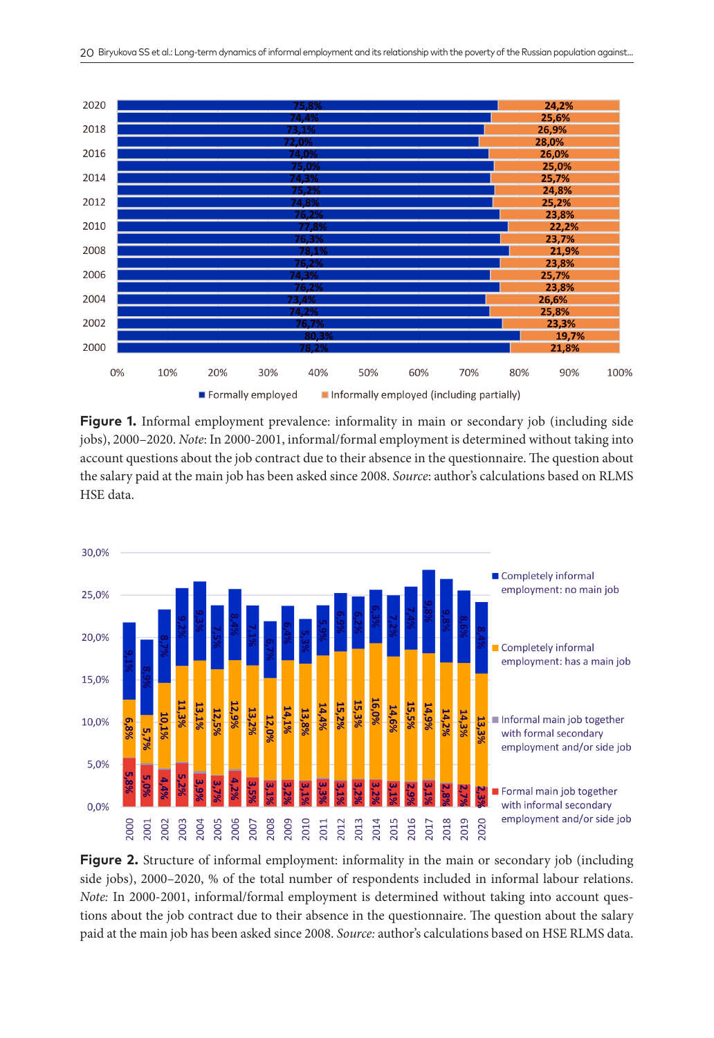**Figure 1.** Informal employment prevalence: informality in main or secondary job (including side jobs), 2000–2020. *Note*: In 2000-2001, informal/formal employment is determined without taking into account questions about the job contract due to their absence in the questionnaire. The question about the salary paid at the main job has been asked since 2008. *Source*: author's calculations based on RLMS HSE data.

**Figure 2.** Structure of informal employment: informality in the main or secondary job (including side jobs), 2000–2020, % of the total number of respondents included in informal labour relations. *Note:* In 2000-2001, informal/formal employment is determined without taking into account questions about the job contract due to their absence in the questionnaire. The question about the salary paid at the main job has been asked since 2008. *Source:* author's calculations based on HSE RLMS data.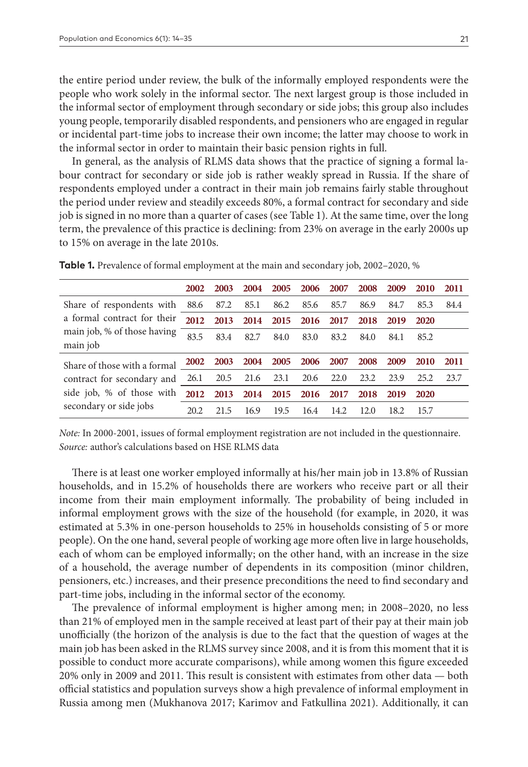the entire period under review, the bulk of the informally employed respondents were the people who work solely in the informal sector. The next largest group is those included in the informal sector of employment through secondary or side jobs; this group also includes young people, temporarily disabled respondents, and pensioners who are engaged in regular or incidental part-time jobs to increase their own income; the latter may choose to work in the informal sector in order to maintain their basic pension rights in full.

In general, as the analysis of RLMS data shows that the practice of signing a formal labour contract for secondary or side job is rather weakly spread in Russia. If the share of respondents employed under a contract in their main job remains fairly stable throughout the period under review and steadily exceeds 80%, a formal contract for secondary and side job is signed in no more than a quarter of cases (see Table 1). At the same time, over the long term, the prevalence of this practice is declining: from 23% on average in the early 2000s up to 15% on average in the late 2010s.

**Table 1.** Prevalence of formal employment at the main and secondary job, 2002–2020, %

| | 2002 | 2003 | 2004 | 2005 | 2006 | 2007 | 2008 | 2009 | 2010 | 2011 |
|---|---|---|---|---|---|---|---|---|---|---|
| Share of respondents with a formal contract for their main job, % of those having main job | 88.6 | 87.2 | 85.1 | 86.2 | 85.6 | 85.7 | 86.9 | 84.7 | 85.3 | 84.4 |
| | **2012** | **2013** | **2014** | **2015** | **2016** | **2017** | **2018** | **2019** | **2020** | |
| | 83.5 | 83.4 | 82.7 | 84.0 | 83.0 | 83.2 | 84.0 | 84.1 | 85.2 | |
| Share of those with a formal contract for secondary and side job, % of those with secondary or side jobs | **2002** | **2003** | **2004** | **2005** | **2006** | **2007** | **2008** | **2009** | **2010** | **2011** |
| | 26.1 | 20.5 | 21.6 | 23.1 | 20.6 | 22.0 | 23.2 | 23.9 | 25.2 | 23.7 |
| | **2012** | **2013** | **2014** | **2015** | **2016** | **2017** | **2018** | **2019** | **2020** | |
| | 20.2 | 21.5 | 16.9 | 19.5 | 16.4 | 14.2 | 12.0 | 18.2 | 15.7 | |

*Note:* In 2000-2001, issues of formal employment registration are not included in the questionnaire.
*Source:* author's calculations based on HSE RLMS data

There is at least one worker employed informally at his/her main job in 13.8% of Russian households, and in 15.2% of households there are workers who receive part or all their income from their main employment informally. The probability of being included in informal employment grows with the size of the household (for example, in 2020, it was estimated at 5.3% in one-person households to 25% in households consisting of 5 or more people). On the one hand, several people of working age more often live in large households, each of whom can be employed informally; on the other hand, with an increase in the size of a household, the average number of dependents in its composition (minor children, pensioners, etc.) increases, and their presence preconditions the need to find secondary and part-time jobs, including in the informal sector of the economy.

The prevalence of informal employment is higher among men; in 2008–2020, no less than 21% of employed men in the sample received at least part of their pay at their main job unofficially (the horizon of the analysis is due to the fact that the question of wages at the main job has been asked in the RLMS survey since 2008, and it is from this moment that it is possible to conduct more accurate comparisons), while among women this figure exceeded 20% only in 2009 and 2011. This result is consistent with estimates from other data — both official statistics and population surveys show a high prevalence of informal employment in Russia among men (Mukhanova 2017; Karimov and Fatkullina 2021). Additionally, it can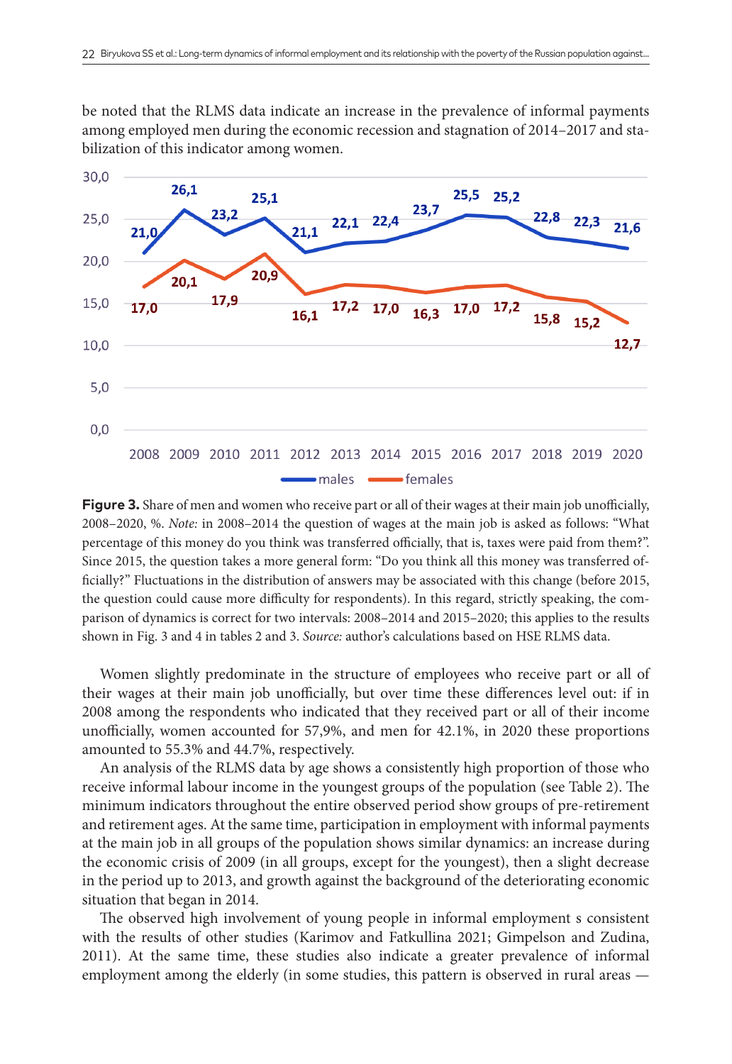be noted that the RLMS data indicate an increase in the prevalence of informal payments among employed men during the economic recession and stagnation of 2014–2017 and stabilization of this indicator among women.

**Figure 3.** Share of men and women who receive part or all of their wages at their main job unofficially, 2008–2020, %. *Note:* in 2008–2014 the question of wages at the main job is asked as follows: "What percentage of this money do you think was transferred officially, that is, taxes were paid from them?". Since 2015, the question takes a more general form: "Do you think all this money was transferred officially?" Fluctuations in the distribution of answers may be associated with this change (before 2015, the question could cause more difficulty for respondents). In this regard, strictly speaking, the comparison of dynamics is correct for two intervals: 2008–2014 and 2015–2020; this applies to the results shown in Fig. 3 and 4 in tables 2 and 3. *Source:* author's calculations based on HSE RLMS data.

Women slightly predominate in the structure of employees who receive part or all of their wages at their main job unofficially, but over time these differences level out: if in 2008 among the respondents who indicated that they received part or all of their income unofficially, women accounted for 57,9%, and men for 42.1%, in 2020 these proportions amounted to 55.3% and 44.7%, respectively.

An analysis of the RLMS data by age shows a consistently high proportion of those who receive informal labour income in the youngest groups of the population (see Table 2). The minimum indicators throughout the entire observed period show groups of pre-retirement and retirement ages. At the same time, participation in employment with informal payments at the main job in all groups of the population shows similar dynamics: an increase during the economic crisis of 2009 (in all groups, except for the youngest), then a slight decrease in the period up to 2013, and growth against the background of the deteriorating economic situation that began in 2014.

The observed high involvement of young people in informal employment s consistent with the results of other studies (Karimov and Fatkullina 2021; Gimpelson and Zudina, 2011). At the same time, these studies also indicate a greater prevalence of informal employment among the elderly (in some studies, this pattern is observed in rural areas —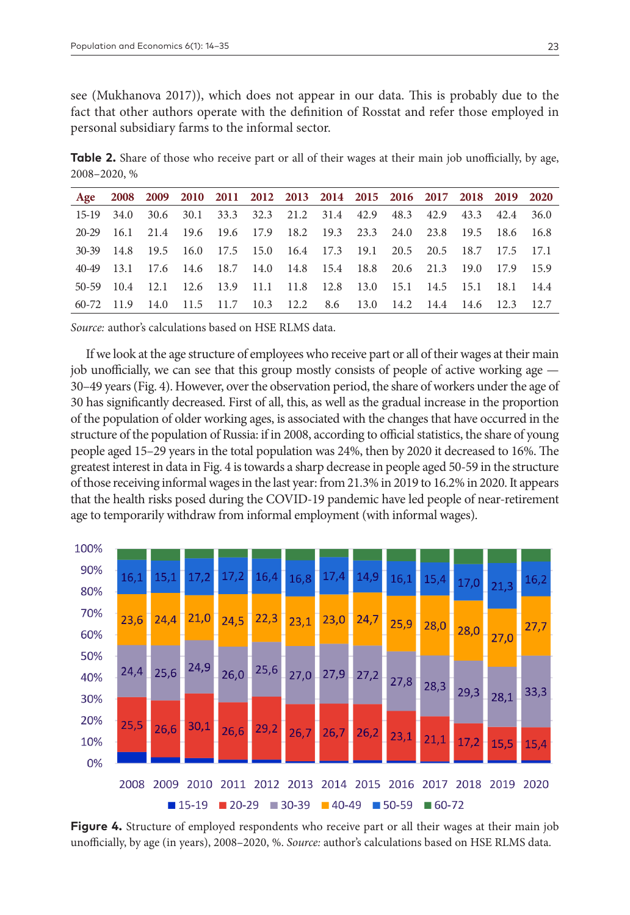see (Mukhanova 2017)), which does not appear in our data. This is probably due to the fact that other authors operate with the definition of Rosstat and refer those employed in personal subsidiary farms to the informal sector.

**Table 2.** Share of those who receive part or all of their wages at their main job unofficially, by age, 2008–2020, %

| Age | 2008 | 2009 | 2010 | 2011 | 2012 | 2013 | 2014 | 2015 | 2016 | 2017 | 2018 | 2019 | 2020 |
|---|---|---|---|---|---|---|---|---|---|---|---|---|---|
| 15-19 | 34.0 | 30.6 | 30.1 | 33.3 | 32.3 | 21.2 | 31.4 | 42.9 | 48.3 | 42.9 | 43.3 | 42.4 | 36.0 |
| 20-29 | 16.1 | 21.4 | 19.6 | 19.6 | 17.9 | 18.2 | 19.3 | 23.3 | 24.0 | 23.8 | 19.5 | 18.6 | 16.8 |
| 30-39 | 14.8 | 19.5 | 16.0 | 17.5 | 15.0 | 16.4 | 17.3 | 19.1 | 20.5 | 20.5 | 18.7 | 17.5 | 17.1 |
| 40-49 | 13.1 | 17.6 | 14.6 | 18.7 | 14.0 | 14.8 | 15.4 | 18.8 | 20.6 | 21.3 | 19.0 | 17.9 | 15.9 |
| 50-59 | 10.4 | 12.1 | 12.6 | 13.9 | 11.1 | 11.8 | 12.8 | 13.0 | 15.1 | 14.5 | 15.1 | 18.1 | 14.4 |
| 60-72 | 11.9 | 14.0 | 11.5 | 11.7 | 10.3 | 12.2 | 8.6 | 13.0 | 14.2 | 14.4 | 14.6 | 12.3 | 12.7 |

*Source:* author's calculations based on HSE RLMS data.

If we look at the age structure of employees who receive part or all of their wages at their main job unofficially, we can see that this group mostly consists of people of active working age — 30–49 years (Fig. 4). However, over the observation period, the share of workers under the age of 30 has significantly decreased. First of all, this, as well as the gradual increase in the proportion of the population of older working ages, is associated with the changes that have occurred in the structure of the population of Russia: if in 2008, according to official statistics, the share of young people aged 15–29 years in the total population was 24%, then by 2020 it decreased to 16%. The greatest interest in data in Fig. 4 is towards a sharp decrease in people aged 50-59 in the structure of those receiving informal wages in the last year: from 21.3% in 2019 to 16.2% in 2020. It appears that the health risks posed during the COVID-19 pandemic have led people of near-retirement age to temporarily withdraw from informal employment (with informal wages).

| Age | 2008 | 2009 | 2010 | 2011 | 2012 | 2013 | 2014 | 2015 | 2016 | 2017 | 2018 | 2019 | 2020 |
|---|---|---|---|---|---|---|---|---|---|---|---|---|---|
| 20-29 | 25,5 | 26,6 | 30,1 | 26,6 | 29,2 | 26,7 | 26,7 | 26,2 | 23,1 | 21,1 | 17,2 | 15,5 | 15,4 |
| 30-39 | 24,4 | 25,6 | 24,9 | 26,0 | 25,6 | 27,0 | 27,9 | 27,2 | 27,8 | 28,3 | 29,3 | 28,1 | 33,3 |
| 40-49 | 23,6 | 24,4 | 21,0 | 24,5 | 22,3 | 23,1 | 23,0 | 24,7 | 25,9 | 28,0 | 28,0 | 27,0 | 27,7 |
| 50-59 | 16,1 | 15,1 | 17,2 | 17,2 | 16,4 | 16,8 | 17,4 | 14,9 | 16,1 | 15,4 | 17,0 | 21,3 | 16,2 |

■ 15-19 ■ 20-29 ■ 30-39 ■ 40-49 ■ 50-59 ■ 60-72

**Figure 4.** Structure of employed respondents who receive part or all their wages at their main job unofficially, by age (in years), 2008–2020, %. *Source:* author's calculations based on HSE RLMS data.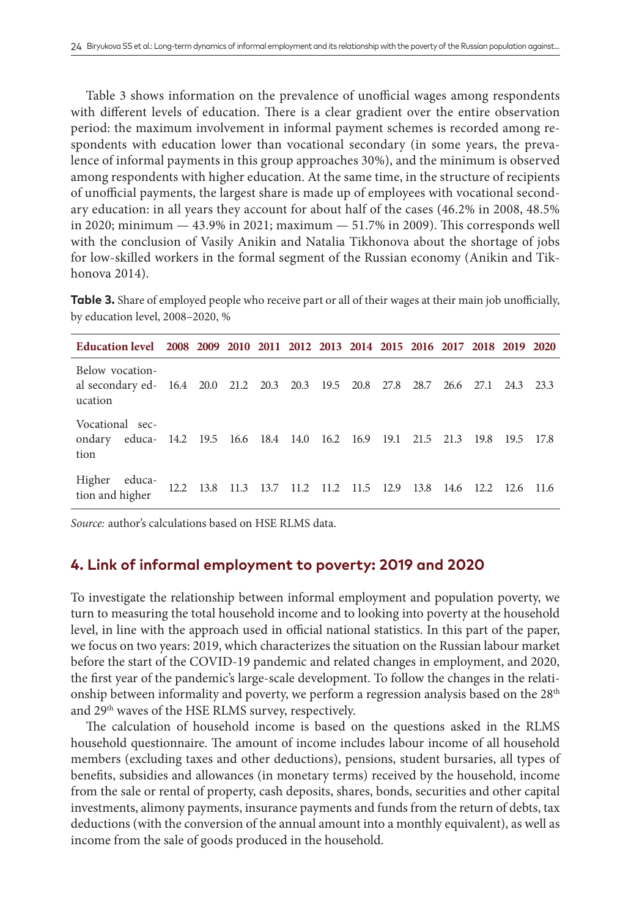Table 3 shows information on the prevalence of unofficial wages among respondents with different levels of education. There is a clear gradient over the entire observation period: the maximum involvement in informal payment schemes is recorded among respondents with education lower than vocational secondary (in some years, the prevalence of informal payments in this group approaches 30%), and the minimum is observed among respondents with higher education. At the same time, in the structure of recipients of unofficial payments, the largest share is made up of employees with vocational secondary education: in all years they account for about half of the cases (46.2% in 2008, 48.5% in 2020; minimum — 43.9% in 2021; maximum — 51.7% in 2009). This corresponds well with the conclusion of Vasily Anikin and Natalia Tikhonova about the shortage of jobs for low-skilled workers in the formal segment of the Russian economy (Anikin and Tikhonova 2014).

**Table 3.** Share of employed people who receive part or all of their wages at their main job unofficially, by education level, 2008–2020, %

| Education level | 2008 | 2009 | 2010 | 2011 | 2012 | 2013 | 2014 | 2015 | 2016 | 2017 | 2018 | 2019 | 2020 |
|---|---|---|---|---|---|---|---|---|---|---|---|---|---|
| Below vocational secondary education | 16.4 | 20.0 | 21.2 | 20.3 | 20.3 | 19.5 | 20.8 | 27.8 | 28.7 | 26.6 | 27.1 | 24.3 | 23.3 |
| Vocational secondary education | 14.2 | 19.5 | 16.6 | 18.4 | 14.0 | 16.2 | 16.9 | 19.1 | 21.5 | 21.3 | 19.8 | 19.5 | 17.8 |
| Higher education and higher | 12.2 | 13.8 | 11.3 | 13.7 | 11.2 | 11.2 | 11.5 | 12.9 | 13.8 | 14.6 | 12.2 | 12.6 | 11.6 |

*Source:* author's calculations based on HSE RLMS data.

## 4. Link of informal employment to poverty: 2019 and 2020

To investigate the relationship between informal employment and population poverty, we turn to measuring the total household income and to looking into poverty at the household level, in line with the approach used in official national statistics. In this part of the paper, we focus on two years: 2019, which characterizes the situation on the Russian labour market before the start of the COVID-19 pandemic and related changes in employment, and 2020, the first year of the pandemic's large-scale development. To follow the changes in the relationship between informality and poverty, we perform a regression analysis based on the 28th and 29th waves of the HSE RLMS survey, respectively.

The calculation of household income is based on the questions asked in the RLMS household questionnaire. The amount of income includes labour income of all household members (excluding taxes and other deductions), pensions, student bursaries, all types of benefits, subsidies and allowances (in monetary terms) received by the household, income from the sale or rental of property, cash deposits, shares, bonds, securities and other capital investments, alimony payments, insurance payments and funds from the return of debts, tax deductions (with the conversion of the annual amount into a monthly equivalent), as well as income from the sale of goods produced in the household.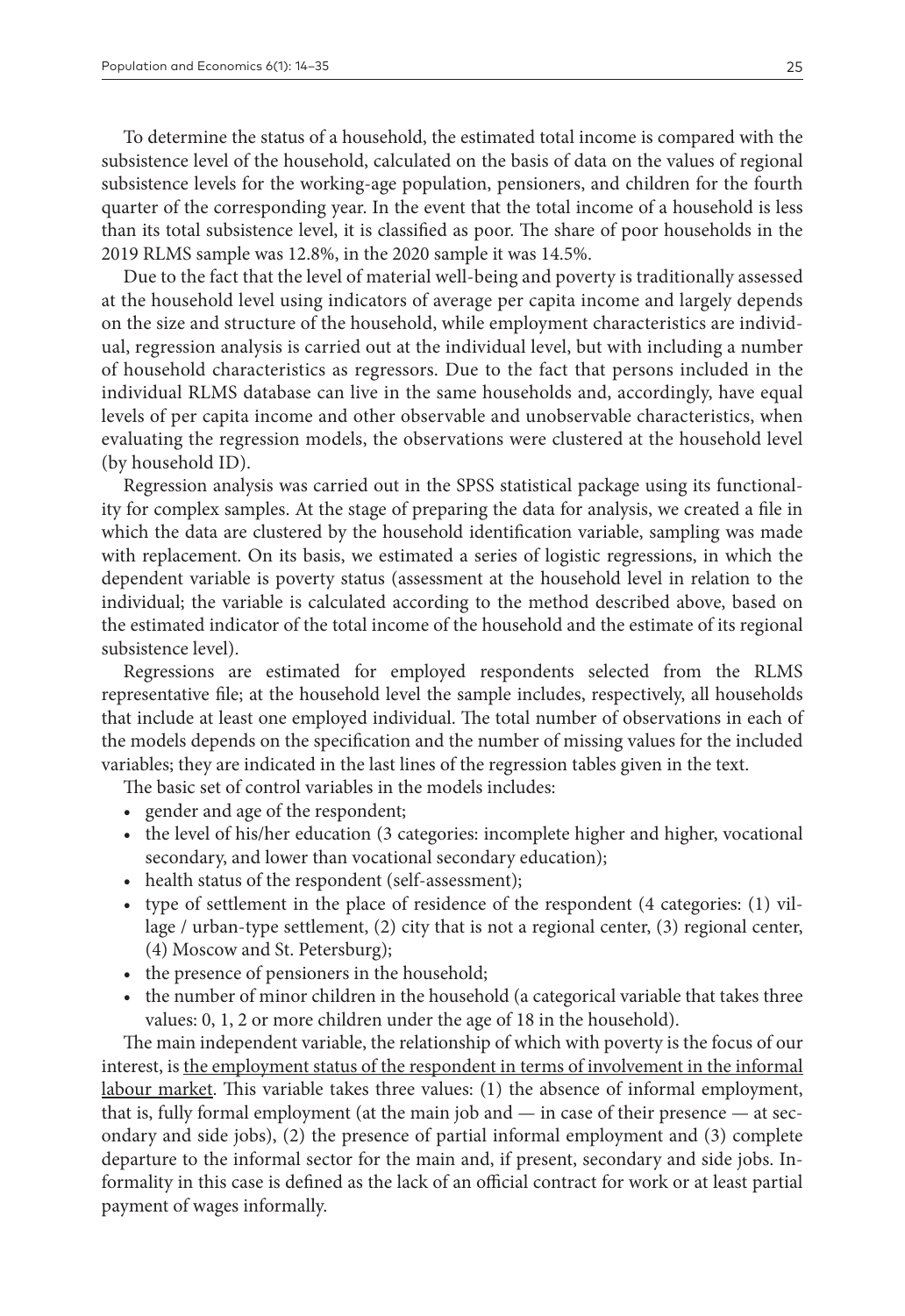To determine the status of a household, the estimated total income is compared with the subsistence level of the household, calculated on the basis of data on the values of regional subsistence levels for the working-age population, pensioners, and children for the fourth quarter of the corresponding year. In the event that the total income of a household is less than its total subsistence level, it is classified as poor. The share of poor households in the 2019 RLMS sample was 12.8%, in the 2020 sample it was 14.5%.

Due to the fact that the level of material well-being and poverty is traditionally assessed at the household level using indicators of average per capita income and largely depends on the size and structure of the household, while employment characteristics are individual, regression analysis is carried out at the individual level, but with including a number of household characteristics as regressors. Due to the fact that persons included in the individual RLMS database can live in the same households and, accordingly, have equal levels of per capita income and other observable and unobservable characteristics, when evaluating the regression models, the observations were clustered at the household level (by household ID).

Regression analysis was carried out in the SPSS statistical package using its functionality for complex samples. At the stage of preparing the data for analysis, we created a file in which the data are clustered by the household identification variable, sampling was made with replacement. On its basis, we estimated a series of logistic regressions, in which the dependent variable is poverty status (assessment at the household level in relation to the individual; the variable is calculated according to the method described above, based on the estimated indicator of the total income of the household and the estimate of its regional subsistence level).

Regressions are estimated for employed respondents selected from the RLMS representative file; at the household level the sample includes, respectively, all households that include at least one employed individual. The total number of observations in each of the models depends on the specification and the number of missing values for the included variables; they are indicated in the last lines of the regression tables given in the text.

The basic set of control variables in the models includes:

- gender and age of the respondent;
- the level of his/her education (3 categories: incomplete higher and higher, vocational secondary, and lower than vocational secondary education);
- health status of the respondent (self-assessment);
- type of settlement in the place of residence of the respondent (4 categories: (1) village / urban-type settlement, (2) city that is not a regional center, (3) regional center, (4) Moscow and St. Petersburg);
- the presence of pensioners in the household;
- the number of minor children in the household (a categorical variable that takes three values: 0, 1, 2 or more children under the age of 18 in the household).

The main independent variable, the relationship of which with poverty is the focus of our interest, is <u>the employment status of the respondent in terms of involvement in the informal labour market</u>. This variable takes three values: (1) the absence of informal employment, that is, fully formal employment (at the main job and — in case of their presence — at secondary and side jobs), (2) the presence of partial informal employment and (3) complete departure to the informal sector for the main and, if present, secondary and side jobs. Informality in this case is defined as the lack of an official contract for work or at least partial payment of wages informally.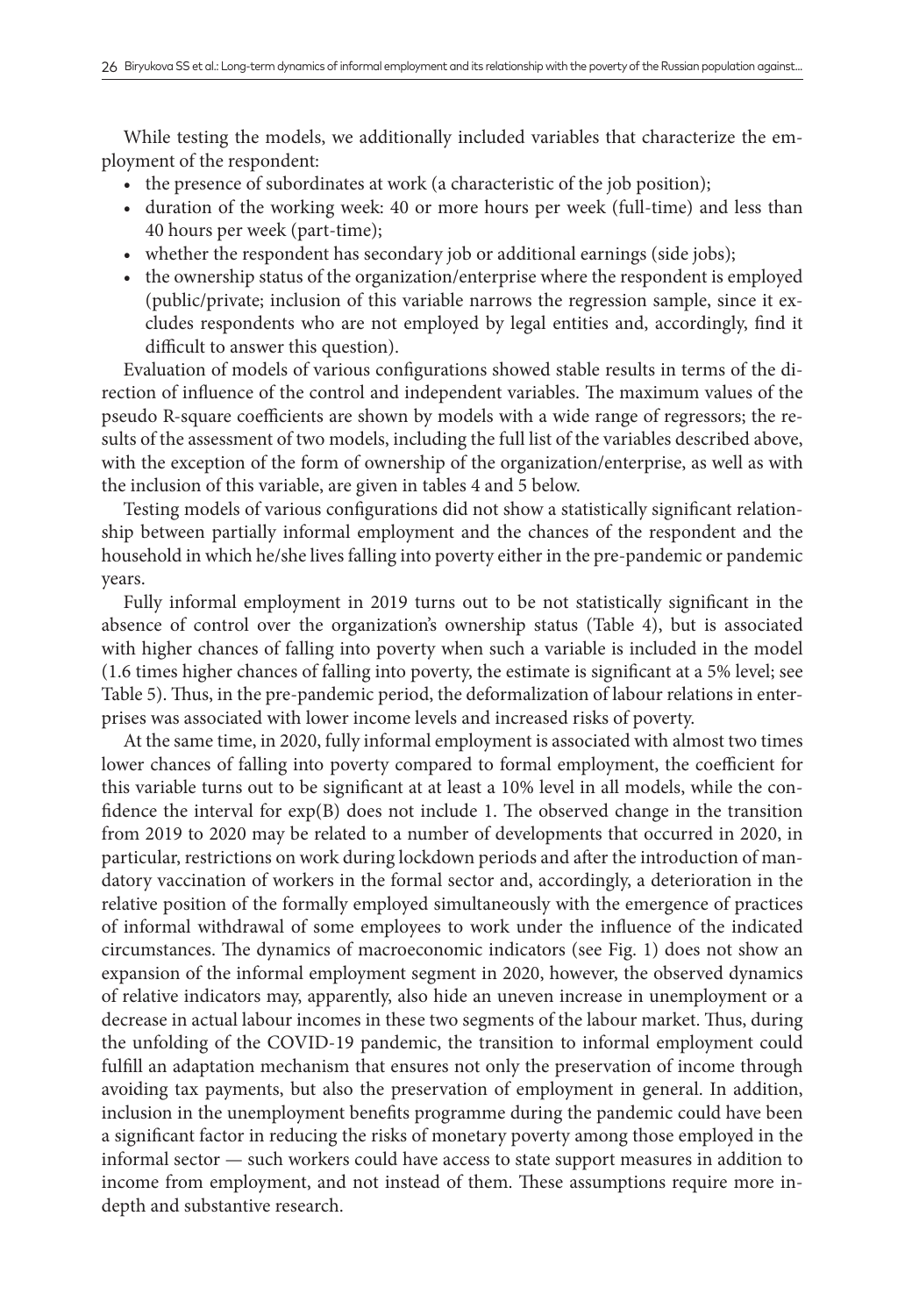While testing the models, we additionally included variables that characterize the employment of the respondent:

- the presence of subordinates at work (a characteristic of the job position);
- duration of the working week: 40 or more hours per week (full-time) and less than 40 hours per week (part-time);
- whether the respondent has secondary job or additional earnings (side jobs);
- the ownership status of the organization/enterprise where the respondent is employed (public/private; inclusion of this variable narrows the regression sample, since it excludes respondents who are not employed by legal entities and, accordingly, find it difficult to answer this question).

Evaluation of models of various configurations showed stable results in terms of the direction of influence of the control and independent variables. The maximum values of the pseudo R-square coefficients are shown by models with a wide range of regressors; the results of the assessment of two models, including the full list of the variables described above, with the exception of the form of ownership of the organization/enterprise, as well as with the inclusion of this variable, are given in tables 4 and 5 below.

Testing models of various configurations did not show a statistically significant relationship between partially informal employment and the chances of the respondent and the household in which he/she lives falling into poverty either in the pre-pandemic or pandemic years.

Fully informal employment in 2019 turns out to be not statistically significant in the absence of control over the organization's ownership status (Table 4), but is associated with higher chances of falling into poverty when such a variable is included in the model (1.6 times higher chances of falling into poverty, the estimate is significant at a 5% level; see Table 5). Thus, in the pre-pandemic period, the deformalization of labour relations in enterprises was associated with lower income levels and increased risks of poverty.

At the same time, in 2020, fully informal employment is associated with almost two times lower chances of falling into poverty compared to formal employment, the coefficient for this variable turns out to be significant at at least a 10% level in all models, while the confidence the interval for exp(B) does not include 1. The observed change in the transition from 2019 to 2020 may be related to a number of developments that occurred in 2020, in particular, restrictions on work during lockdown periods and after the introduction of mandatory vaccination of workers in the formal sector and, accordingly, a deterioration in the relative position of the formally employed simultaneously with the emergence of practices of informal withdrawal of some employees to work under the influence of the indicated circumstances. The dynamics of macroeconomic indicators (see Fig. 1) does not show an expansion of the informal employment segment in 2020, however, the observed dynamics of relative indicators may, apparently, also hide an uneven increase in unemployment or a decrease in actual labour incomes in these two segments of the labour market. Thus, during the unfolding of the COVID-19 pandemic, the transition to informal employment could fulfill an adaptation mechanism that ensures not only the preservation of income through avoiding tax payments, but also the preservation of employment in general. In addition, inclusion in the unemployment benefits programme during the pandemic could have been a significant factor in reducing the risks of monetary poverty among those employed in the informal sector — such workers could have access to state support measures in addition to income from employment, and not instead of them. These assumptions require more in-depth and substantive research.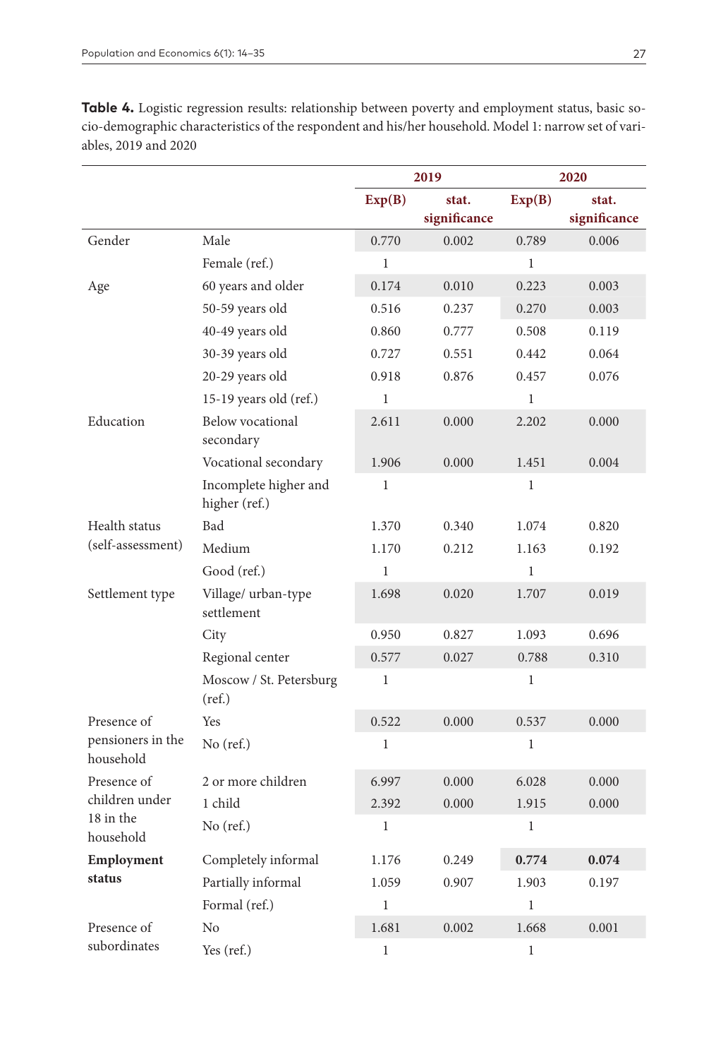**Table 4.** Logistic regression results: relationship between poverty and employment status, basic socio-demographic characteristics of the respondent and his/her household. Model 1: narrow set of variables, 2019 and 2020

| | | 2019 | | 2020 | |
|---|---|---|---|---|---|
| | | Exp(B) | stat. significance | Exp(B) | stat. significance |
| Gender | Male | 0.770 | 0.002 | 0.789 | 0.006 |
| | Female (ref.) | 1 | | 1 | |
| Age | 60 years and older | 0.174 | 0.010 | 0.223 | 0.003 |
| | 50-59 years old | 0.516 | 0.237 | 0.270 | 0.003 |
| | 40-49 years old | 0.860 | 0.777 | 0.508 | 0.119 |
| | 30-39 years old | 0.727 | 0.551 | 0.442 | 0.064 |
| | 20-29 years old | 0.918 | 0.876 | 0.457 | 0.076 |
| | 15-19 years old (ref.) | 1 | | 1 | |
| Education | Below vocational secondary | 2.611 | 0.000 | 2.202 | 0.000 |
| | Vocational secondary | 1.906 | 0.000 | 1.451 | 0.004 |
| | Incomplete higher and higher (ref.) | 1 | | 1 | |
| Health status (self-assessment) | Bad | 1.370 | 0.340 | 1.074 | 0.820 |
| | Medium | 1.170 | 0.212 | 1.163 | 0.192 |
| | Good (ref.) | 1 | | 1 | |
| Settlement type | Village/ urban-type settlement | 1.698 | 0.020 | 1.707 | 0.019 |
| | City | 0.950 | 0.827 | 1.093 | 0.696 |
| | Regional center | 0.577 | 0.027 | 0.788 | 0.310 |
| | Moscow / St. Petersburg (ref.) | 1 | | 1 | |
| Presence of pensioners in the household | Yes | 0.522 | 0.000 | 0.537 | 0.000 |
| | No (ref.) | 1 | | 1 | |
| Presence of children under 18 in the household | 2 or more children | 6.997 | 0.000 | 6.028 | 0.000 |
| | 1 child | 2.392 | 0.000 | 1.915 | 0.000 |
| | No (ref.) | 1 | | 1 | |
| **Employment status** | Completely informal | 1.176 | 0.249 | **0.774** | **0.074** |
| | Partially informal | 1.059 | 0.907 | 1.903 | 0.197 |
| | Formal (ref.) | 1 | | 1 | |
| Presence of subordinates | No | 1.681 | 0.002 | 1.668 | 0.001 |
| | Yes (ref.) | 1 | | 1 | |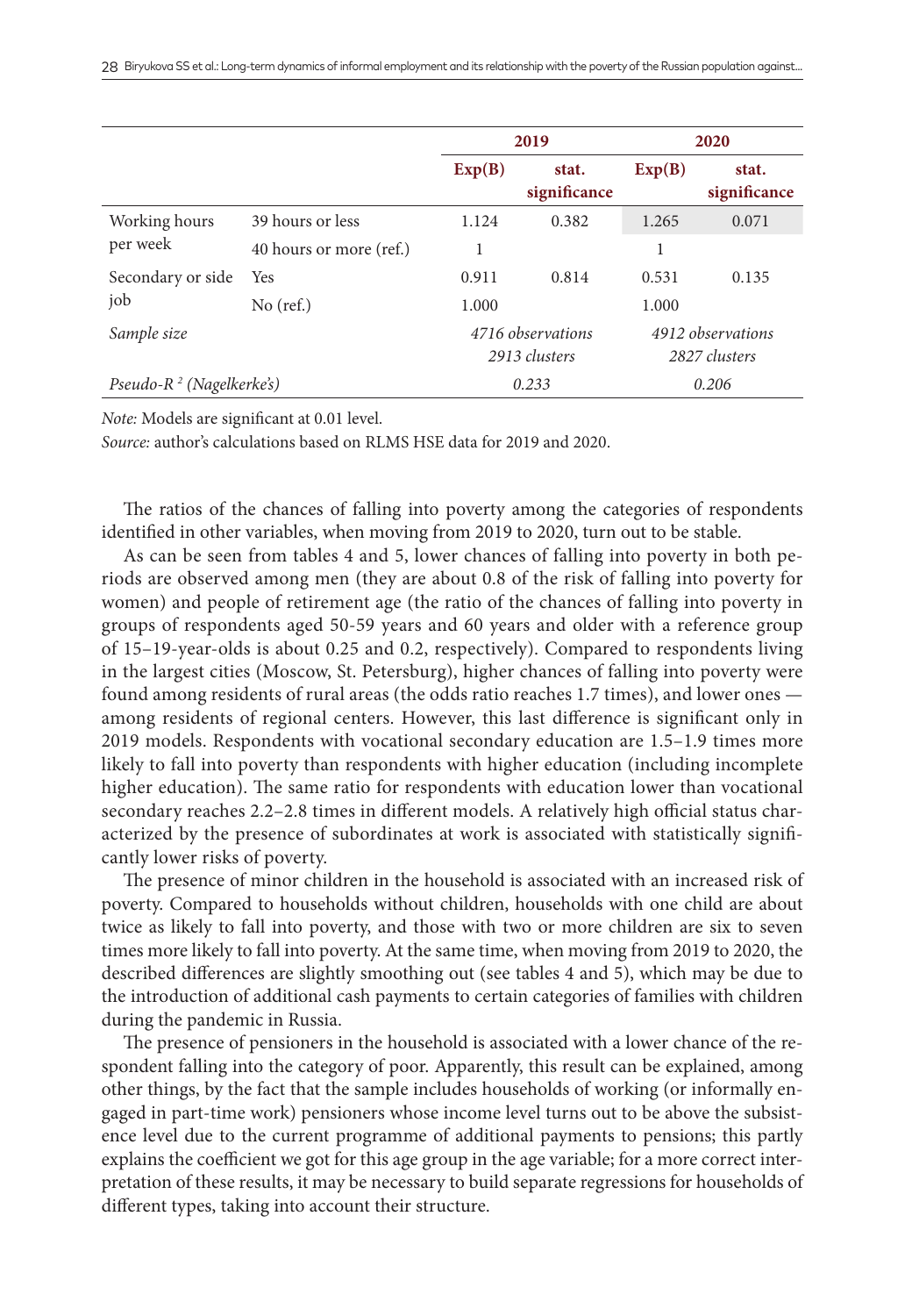| | | 2019 | | 2020 | |
|---|---|---|---|---|---|
| | | **Exp(B)** | **stat. significance** | **Exp(B)** | **stat. significance** |
| Working hours per week | 39 hours or less | 1.124 | 0.382 | 1.265 | 0.071 |
| | 40 hours or more (ref.) | 1 | | 1 | |
| Secondary or side job | Yes | 0.911 | 0.814 | 0.531 | 0.135 |
| | No (ref.) | 1.000 | | 1.000 | |
| *Sample size* | | *4716 observations 2913 clusters* | | *4912 observations 2827 clusters* | |
| *Pseudo-$R^2$ (Nagelkerke's)* | | *0.233* | | *0.206* | |

*Note:* Models are significant at 0.01 level.

*Source:* author's calculations based on RLMS HSE data for 2019 and 2020.

The ratios of the chances of falling into poverty among the categories of respondents identified in other variables, when moving from 2019 to 2020, turn out to be stable.

As can be seen from tables 4 and 5, lower chances of falling into poverty in both periods are observed among men (they are about 0.8 of the risk of falling into poverty for women) and people of retirement age (the ratio of the chances of falling into poverty in groups of respondents aged 50-59 years and 60 years and older with a reference group of 15–19-year-olds is about 0.25 and 0.2, respectively). Compared to respondents living in the largest cities (Moscow, St. Petersburg), higher chances of falling into poverty were found among residents of rural areas (the odds ratio reaches 1.7 times), and lower ones — among residents of regional centers. However, this last difference is significant only in 2019 models. Respondents with vocational secondary education are 1.5–1.9 times more likely to fall into poverty than respondents with higher education (including incomplete higher education). The same ratio for respondents with education lower than vocational secondary reaches 2.2–2.8 times in different models. A relatively high official status characterized by the presence of subordinates at work is associated with statistically significantly lower risks of poverty.

The presence of minor children in the household is associated with an increased risk of poverty. Compared to households without children, households with one child are about twice as likely to fall into poverty, and those with two or more children are six to seven times more likely to fall into poverty. At the same time, when moving from 2019 to 2020, the described differences are slightly smoothing out (see tables 4 and 5), which may be due to the introduction of additional cash payments to certain categories of families with children during the pandemic in Russia.

The presence of pensioners in the household is associated with a lower chance of the respondent falling into the category of poor. Apparently, this result can be explained, among other things, by the fact that the sample includes households of working (or informally engaged in part-time work) pensioners whose income level turns out to be above the subsistence level due to the current programme of additional payments to pensions; this partly explains the coefficient we got for this age group in the age variable; for a more correct interpretation of these results, it may be necessary to build separate regressions for households of different types, taking into account their structure.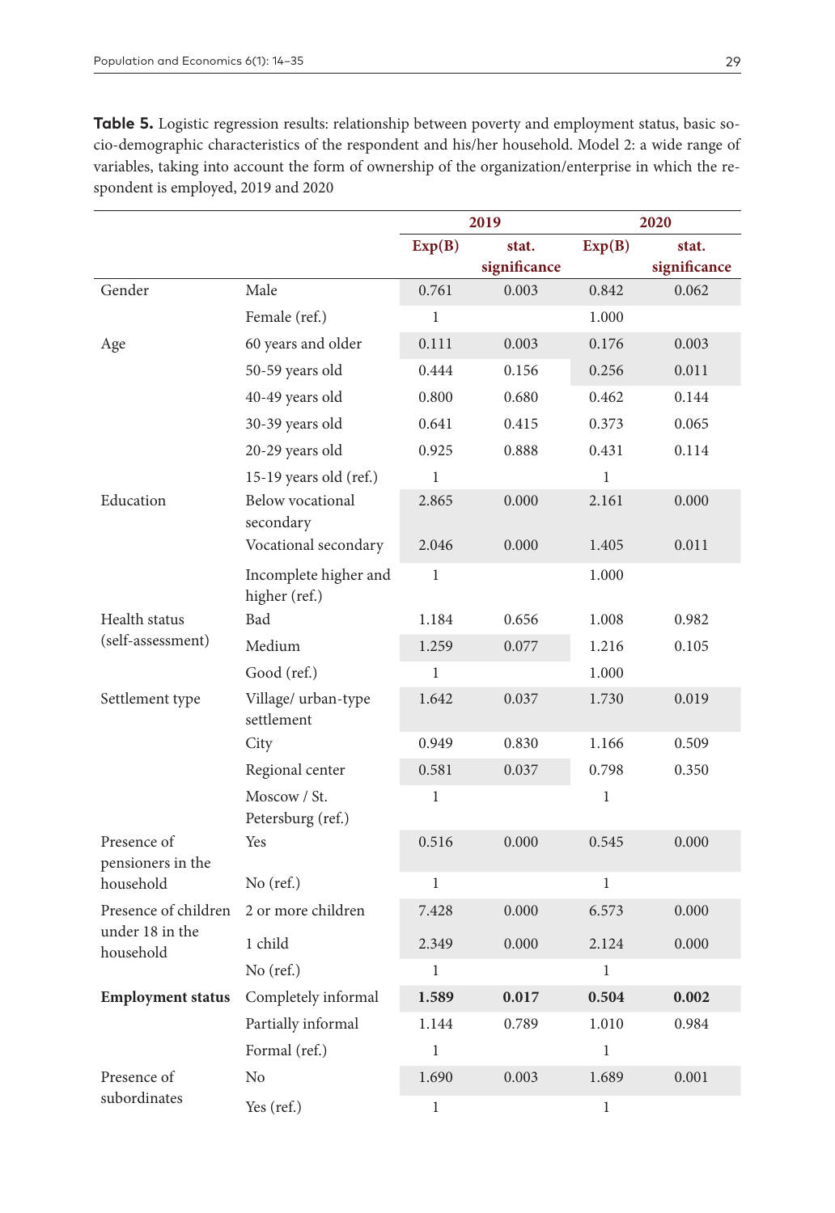**Table 5.** Logistic regression results: relationship between poverty and employment status, basic socio-demographic characteristics of the respondent and his/her household. Model 2: a wide range of variables, taking into account the form of ownership of the organization/enterprise in which the respondent is employed, 2019 and 2020

| | | 2019 | | 2020 | |
|---|---|---|---|---|---|
| | | Exp(B) | stat. significance | Exp(B) | stat. significance |
| Gender | Male | 0.761 | 0.003 | 0.842 | 0.062 |
| | Female (ref.) | 1 | | 1.000 | |
| Age | 60 years and older | 0.111 | 0.003 | 0.176 | 0.003 |
| | 50-59 years old | 0.444 | 0.156 | 0.256 | 0.011 |
| | 40-49 years old | 0.800 | 0.680 | 0.462 | 0.144 |
| | 30-39 years old | 0.641 | 0.415 | 0.373 | 0.065 |
| | 20-29 years old | 0.925 | 0.888 | 0.431 | 0.114 |
| | 15-19 years old (ref.) | 1 | | 1 | |
| Education | Below vocational secondary | 2.865 | 0.000 | 2.161 | 0.000 |
| | Vocational secondary | 2.046 | 0.000 | 1.405 | 0.011 |
| | Incomplete higher and higher (ref.) | 1 | | 1.000 | |
| Health status (self-assessment) | Bad | 1.184 | 0.656 | 1.008 | 0.982 |
| | Medium | 1.259 | 0.077 | 1.216 | 0.105 |
| | Good (ref.) | 1 | | 1.000 | |
| Settlement type | Village/ urban-type settlement | 1.642 | 0.037 | 1.730 | 0.019 |
| | City | 0.949 | 0.830 | 1.166 | 0.509 |
| | Regional center | 0.581 | 0.037 | 0.798 | 0.350 |
| | Moscow / St. Petersburg (ref.) | 1 | | 1 | |
| Presence of pensioners in the household | Yes | 0.516 | 0.000 | 0.545 | 0.000 |
| | No (ref.) | 1 | | 1 | |
| Presence of children under 18 in the household | 2 or more children | 7.428 | 0.000 | 6.573 | 0.000 |
| | 1 child | 2.349 | 0.000 | 2.124 | 0.000 |
| | No (ref.) | 1 | | 1 | |
| **Employment status** | Completely informal | **1.589** | **0.017** | **0.504** | **0.002** |
| | Partially informal | 1.144 | 0.789 | 1.010 | 0.984 |
| | Formal (ref.) | 1 | | 1 | |
| Presence of subordinates | No | 1.690 | 0.003 | 1.689 | 0.001 |
| | Yes (ref.) | 1 | | 1 | |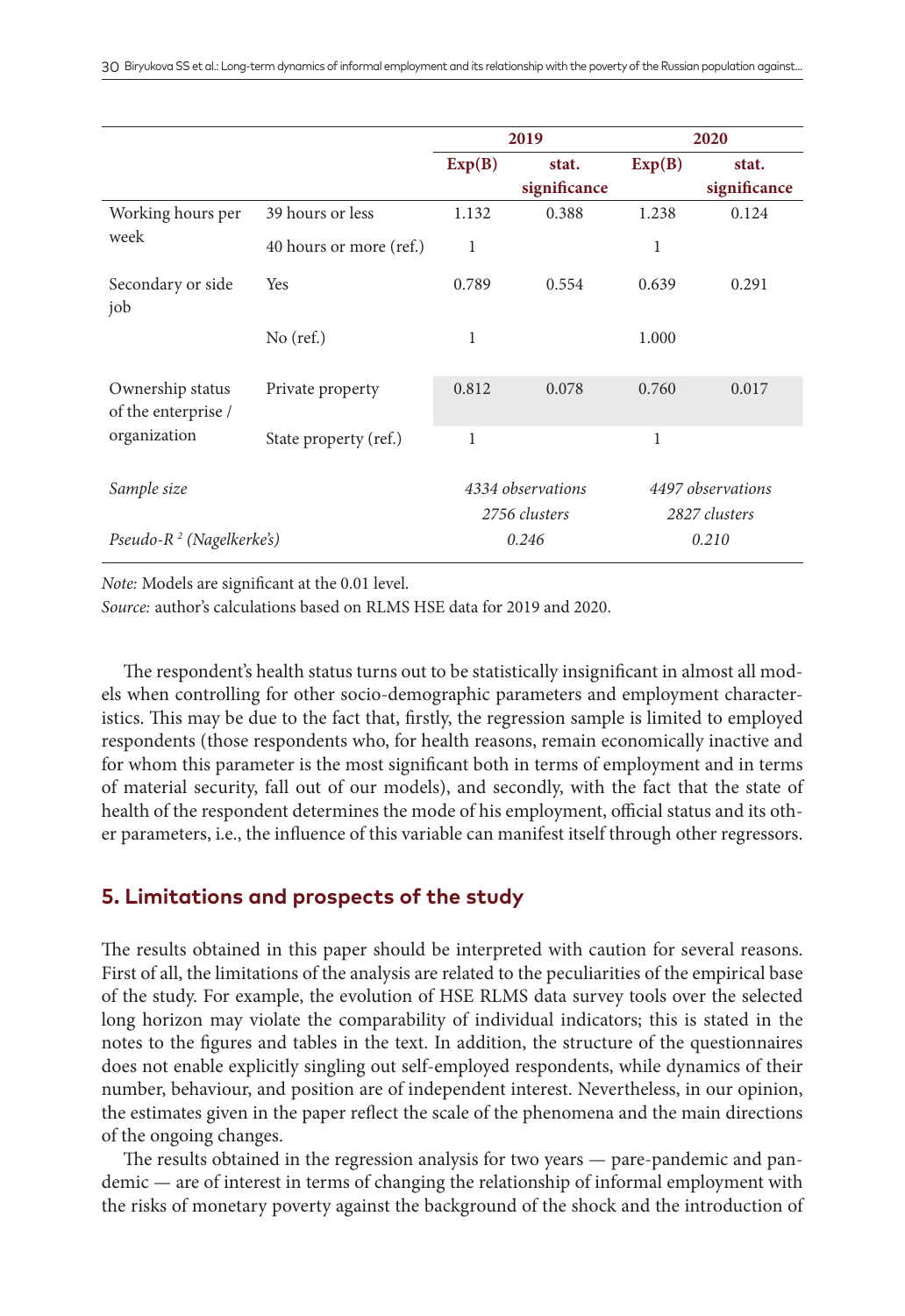| | | 2019 | | 2020 | |
|---|---|---|---|---|---|
| | | **Exp(B)** | **stat. significance** | **Exp(B)** | **stat. significance** |
| Working hours per week | 39 hours or less | 1.132 | 0.388 | 1.238 | 0.124 |
| | 40 hours or more (ref.) | 1 | | 1 | |
| Secondary or side job | Yes | 0.789 | 0.554 | 0.639 | 0.291 |
| | No (ref.) | 1 | | 1.000 | |
| Ownership status of the enterprise / organization | Private property | 0.812 | 0.078 | 0.760 | 0.017 |
| | State property (ref.) | 1 | | 1 | |
| *Sample size* | | *4334 observations 2756 clusters* | | *4497 observations 2827 clusters* | |
| *Pseudo-$R^2$ (Nagelkerke's)* | | *0.246* | | *0.210* | |

*Note:* Models are significant at the 0.01 level.

*Source:* author's calculations based on RLMS HSE data for 2019 and 2020.

The respondent's health status turns out to be statistically insignificant in almost all models when controlling for other socio-demographic parameters and employment characteristics. This may be due to the fact that, firstly, the regression sample is limited to employed respondents (those respondents who, for health reasons, remain economically inactive and for whom this parameter is the most significant both in terms of employment and in terms of material security, fall out of our models), and secondly, with the fact that the state of health of the respondent determines the mode of his employment, official status and its other parameters, i.e., the influence of this variable can manifest itself through other regressors.

## 5. Limitations and prospects of the study

The results obtained in this paper should be interpreted with caution for several reasons. First of all, the limitations of the analysis are related to the peculiarities of the empirical base of the study. For example, the evolution of HSE RLMS data survey tools over the selected long horizon may violate the comparability of individual indicators; this is stated in the notes to the figures and tables in the text. In addition, the structure of the questionnaires does not enable explicitly singling out self-employed respondents, while dynamics of their number, behaviour, and position are of independent interest. Nevertheless, in our opinion, the estimates given in the paper reflect the scale of the phenomena and the main directions of the ongoing changes.

The results obtained in the regression analysis for two years — pare-pandemic and pandemic — are of interest in terms of changing the relationship of informal employment with the risks of monetary poverty against the background of the shock and the introduction of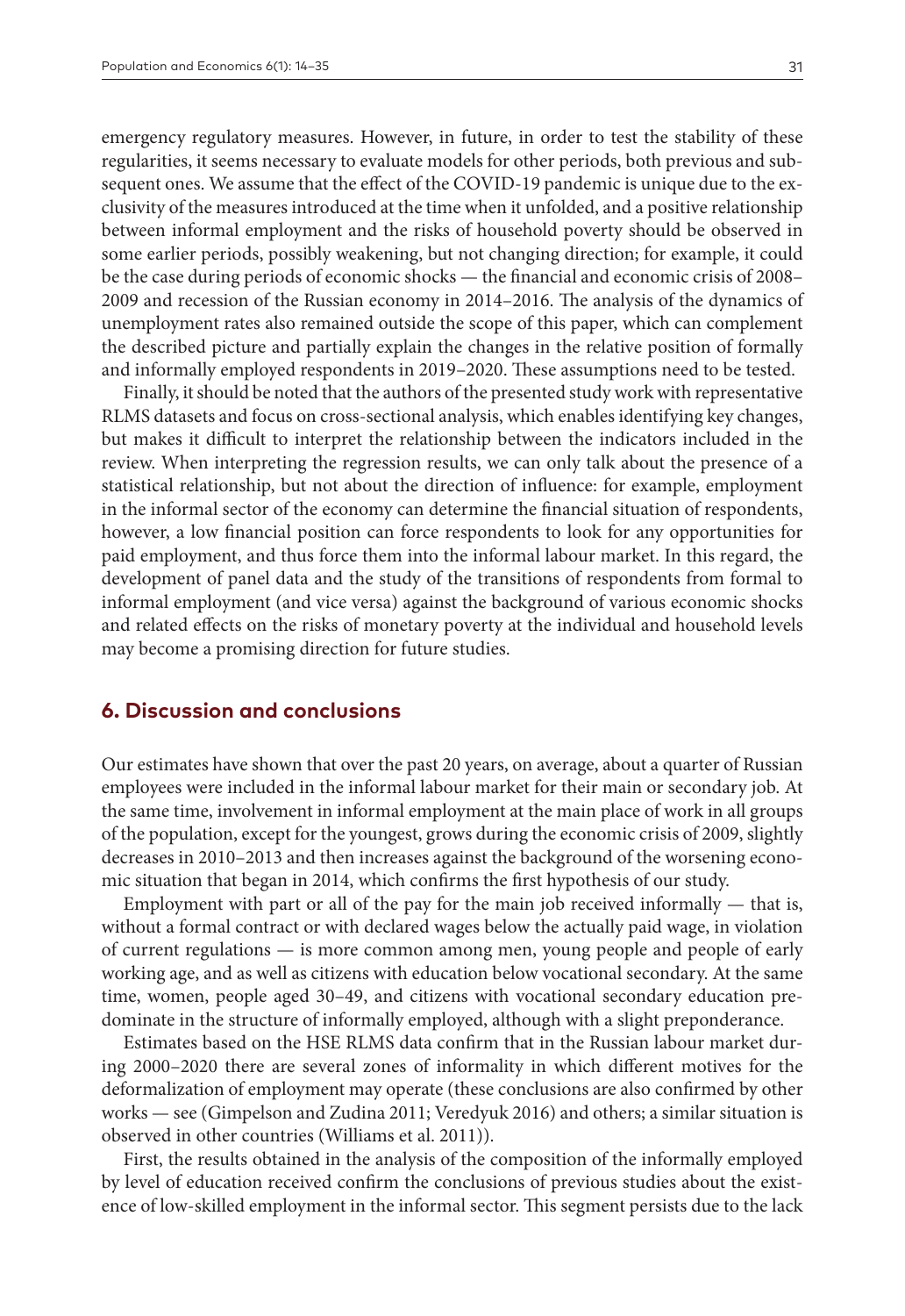emergency regulatory measures. However, in future, in order to test the stability of these regularities, it seems necessary to evaluate models for other periods, both previous and subsequent ones. We assume that the effect of the COVID-19 pandemic is unique due to the exclusivity of the measures introduced at the time when it unfolded, and a positive relationship between informal employment and the risks of household poverty should be observed in some earlier periods, possibly weakening, but not changing direction; for example, it could be the case during periods of economic shocks — the financial and economic crisis of 2008–2009 and recession of the Russian economy in 2014–2016. The analysis of the dynamics of unemployment rates also remained outside the scope of this paper, which can complement the described picture and partially explain the changes in the relative position of formally and informally employed respondents in 2019–2020. These assumptions need to be tested.

Finally, it should be noted that the authors of the presented study work with representative RLMS datasets and focus on cross-sectional analysis, which enables identifying key changes, but makes it difficult to interpret the relationship between the indicators included in the review. When interpreting the regression results, we can only talk about the presence of a statistical relationship, but not about the direction of influence: for example, employment in the informal sector of the economy can determine the financial situation of respondents, however, a low financial position can force respondents to look for any opportunities for paid employment, and thus force them into the informal labour market. In this regard, the development of panel data and the study of the transitions of respondents from formal to informal employment (and vice versa) against the background of various economic shocks and related effects on the risks of monetary poverty at the individual and household levels may become a promising direction for future studies.

## 6. Discussion and conclusions

Our estimates have shown that over the past 20 years, on average, about a quarter of Russian employees were included in the informal labour market for their main or secondary job. At the same time, involvement in informal employment at the main place of work in all groups of the population, except for the youngest, grows during the economic crisis of 2009, slightly decreases in 2010–2013 and then increases against the background of the worsening economic situation that began in 2014, which confirms the first hypothesis of our study.

Employment with part or all of the pay for the main job received informally — that is, without a formal contract or with declared wages below the actually paid wage, in violation of current regulations — is more common among men, young people and people of early working age, and as well as citizens with education below vocational secondary. At the same time, women, people aged 30–49, and citizens with vocational secondary education predominate in the structure of informally employed, although with a slight preponderance.

Estimates based on the HSE RLMS data confirm that in the Russian labour market during 2000–2020 there are several zones of informality in which different motives for the deformalization of employment may operate (these conclusions are also confirmed by other works — see (Gimpelson and Zudina 2011; Veredyuk 2016) and others; a similar situation is observed in other countries (Williams et al. 2011)).

First, the results obtained in the analysis of the composition of the informally employed by level of education received confirm the conclusions of previous studies about the existence of low-skilled employment in the informal sector. This segment persists due to the lack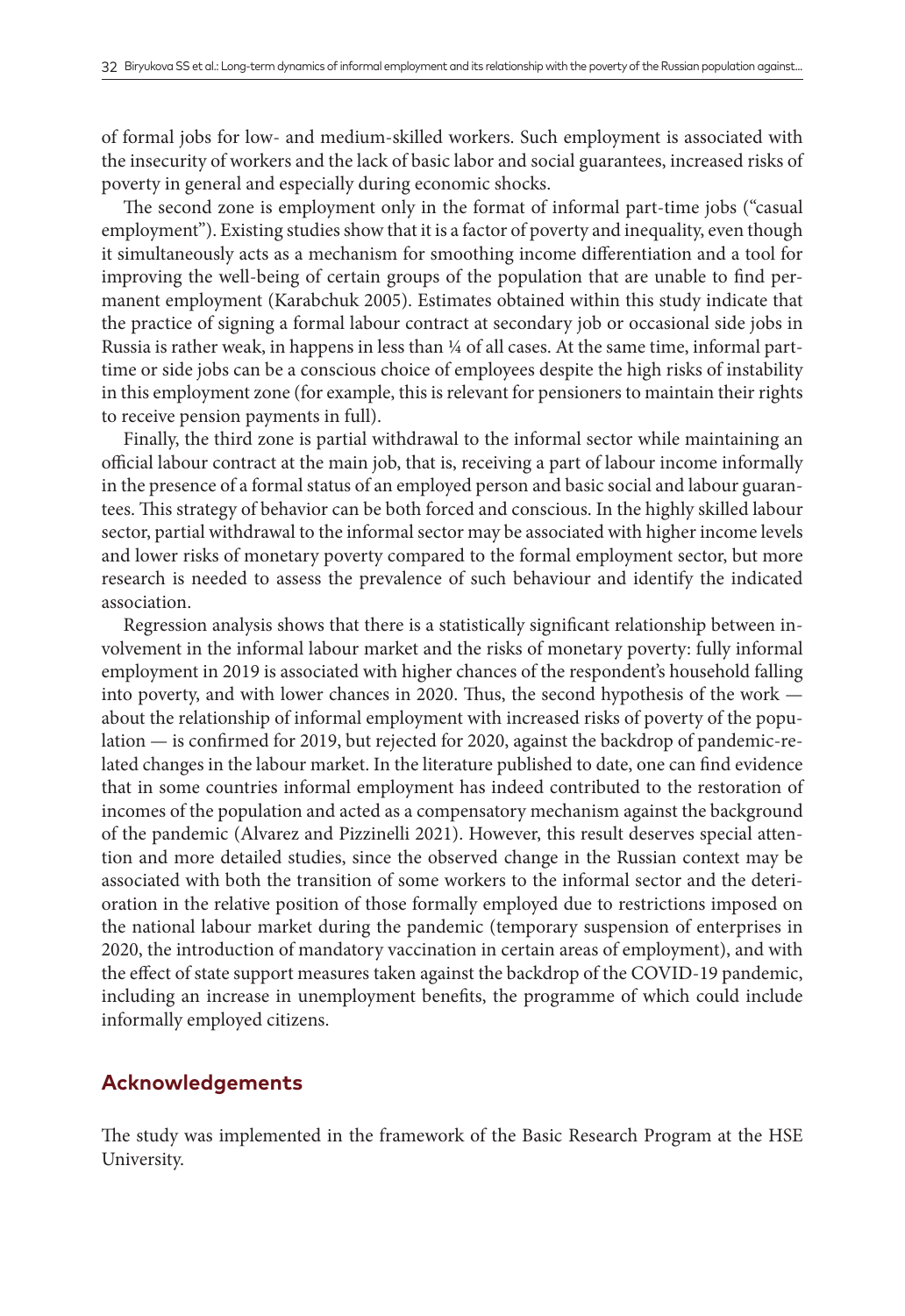of formal jobs for low- and medium-skilled workers. Such employment is associated with the insecurity of workers and the lack of basic labor and social guarantees, increased risks of poverty in general and especially during economic shocks.

The second zone is employment only in the format of informal part-time jobs ("casual employment"). Existing studies show that it is a factor of poverty and inequality, even though it simultaneously acts as a mechanism for smoothing income differentiation and a tool for improving the well-being of certain groups of the population that are unable to find permanent employment (Karabchuk 2005). Estimates obtained within this study indicate that the practice of signing a formal labour contract at secondary job or occasional side jobs in Russia is rather weak, in happens in less than ¼ of all cases. At the same time, informal part-time or side jobs can be a conscious choice of employees despite the high risks of instability in this employment zone (for example, this is relevant for pensioners to maintain their rights to receive pension payments in full).

Finally, the third zone is partial withdrawal to the informal sector while maintaining an official labour contract at the main job, that is, receiving a part of labour income informally in the presence of a formal status of an employed person and basic social and labour guarantees. This strategy of behavior can be both forced and conscious. In the highly skilled labour sector, partial withdrawal to the informal sector may be associated with higher income levels and lower risks of monetary poverty compared to the formal employment sector, but more research is needed to assess the prevalence of such behaviour and identify the indicated association.

Regression analysis shows that there is a statistically significant relationship between involvement in the informal labour market and the risks of monetary poverty: fully informal employment in 2019 is associated with higher chances of the respondent's household falling into poverty, and with lower chances in 2020. Thus, the second hypothesis of the work — about the relationship of informal employment with increased risks of poverty of the population — is confirmed for 2019, but rejected for 2020, against the backdrop of pandemic-related changes in the labour market. In the literature published to date, one can find evidence that in some countries informal employment has indeed contributed to the restoration of incomes of the population and acted as a compensatory mechanism against the background of the pandemic (Alvarez and Pizzinelli 2021). However, this result deserves special attention and more detailed studies, since the observed change in the Russian context may be associated with both the transition of some workers to the informal sector and the deterioration in the relative position of those formally employed due to restrictions imposed on the national labour market during the pandemic (temporary suspension of enterprises in 2020, the introduction of mandatory vaccination in certain areas of employment), and with the effect of state support measures taken against the backdrop of the COVID-19 pandemic, including an increase in unemployment benefits, the programme of which could include informally employed citizens.

## Acknowledgements

The study was implemented in the framework of the Basic Research Program at the HSE University.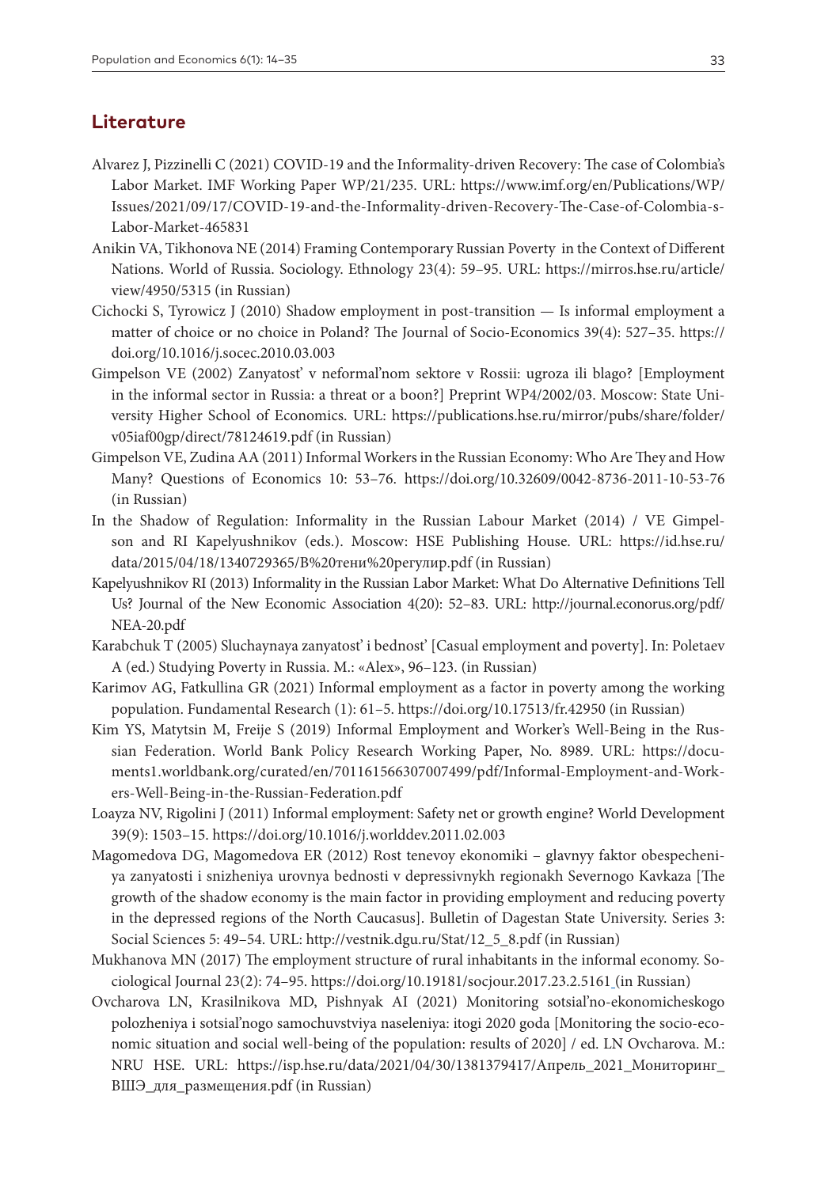## Literature

Alvarez J, Pizzinelli C (2021) COVID-19 and the Informality-driven Recovery: The case of Colombia's Labor Market. IMF Working Paper WP/21/235. URL: https://www.imf.org/en/Publications/WP/Issues/2021/09/17/COVID-19-and-the-Informality-driven-Recovery-The-Case-of-Colombia-s-Labor-Market-465831

Anikin VA, Tikhonova NE (2014) Framing Contemporary Russian Poverty in the Context of Different Nations. World of Russia. Sociology. Ethnology 23(4): 59–95. URL: https://mirros.hse.ru/article/view/4950/5315 (in Russian)

Cichocki S, Tyrowicz J (2010) Shadow employment in post-transition — Is informal employment a matter of choice or no choice in Poland? The Journal of Socio-Economics 39(4): 527–35. https://doi.org/10.1016/j.socec.2010.03.003

Gimpelson VE (2002) Zanyatost' v neformal'nom sektore v Rossii: ugroza ili blago? [Employment in the informal sector in Russia: a threat or a boon?] Preprint WP4/2002/03. Moscow: State University Higher School of Economics. URL: https://publications.hse.ru/mirror/pubs/share/folder/v05iaf00gp/direct/78124619.pdf (in Russian)

Gimpelson VE, Zudina AA (2011) Informal Workers in the Russian Economy: Who Are They and How Many? Questions of Economics 10: 53–76. https://doi.org/10.32609/0042-8736-2011-10-53-76 (in Russian)

In the Shadow of Regulation: Informality in the Russian Labour Market (2014) / VE Gimpelson and RI Kapelyushnikov (eds.). Moscow: HSE Publishing House. URL: https://id.hse.ru/data/2015/04/18/1340729365/В%20тени%20регулир.pdf (in Russian)

Kapelyushnikov RI (2013) Informality in the Russian Labor Market: What Do Alternative Definitions Tell Us? Journal of the New Economic Association 4(20): 52–83. URL: http://journal.econorus.org/pdf/NEA-20.pdf

Karabchuk T (2005) Sluchaynaya zanyatost' i bednost' [Casual employment and poverty]. In: Poletaev A (ed.) Studying Poverty in Russia. M.: «Alex», 96–123. (in Russian)

Karimov AG, Fatkullina GR (2021) Informal employment as a factor in poverty among the working population. Fundamental Research (1): 61–5. https://doi.org/10.17513/fr.42950 (in Russian)

Kim YS, Matytsin M, Freije S (2019) Informal Employment and Worker's Well-Being in the Russian Federation. World Bank Policy Research Working Paper, No. 8989. URL: https://documents1.worldbank.org/curated/en/701161566307007499/pdf/Informal-Employment-and-Workers-Well-Being-in-the-Russian-Federation.pdf

Loayza NV, Rigolini J (2011) Informal employment: Safety net or growth engine? World Development 39(9): 1503–15. https://doi.org/10.1016/j.worlddev.2011.02.003

Magomedova DG, Magomedova ER (2012) Rost tenevoy ekonomiki – glavnyy faktor obespecheniya zanyatosti i snizheniya urovnya bednosti v depressivnykh regionakh Severnogo Kavkaza [The growth of the shadow economy is the main factor in providing employment and reducing poverty in the depressed regions of the North Caucasus]. Bulletin of Dagestan State University. Series 3: Social Sciences 5: 49–54. URL: http://vestnik.dgu.ru/Stat/12_5_8.pdf (in Russian)

Mukhanova MN (2017) The employment structure of rural inhabitants in the informal economy. Sociological Journal 23(2): 74–95. https://doi.org/10.19181/socjour.2017.23.2.5161 (in Russian)

Ovcharova LN, Krasilnikova MD, Pishnyak AI (2021) Monitoring sotsial'no-ekonomicheskogo polozheniya i sotsial'nogo samochuvstviya naseleniya: itogi 2020 goda [Monitoring the socio-economic situation and social well-being of the population: results of 2020] / ed. LN Ovcharova. M.: NRU HSE. URL: https://isp.hse.ru/data/2021/04/30/1381379417/Апрель_2021_Мониторинг_ВШЭ_для_размещения.pdf (in Russian)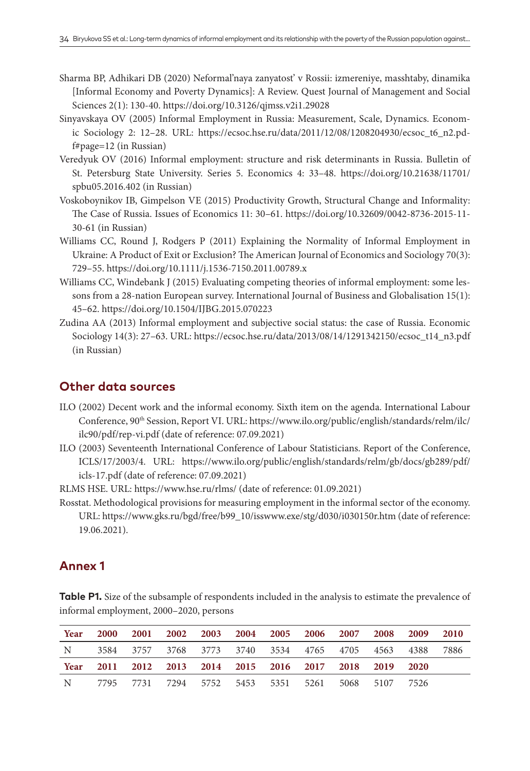Sharma BP, Adhikari DB (2020) Neformal'naya zanyatost' v Rossii: izmereniye, masshtaby, dinamika [Informal Economy and Poverty Dynamics]: A Review. Quest Journal of Management and Social Sciences 2(1): 130-40. https://doi.org/10.3126/qjmss.v2i1.29028

Sinyavskaya OV (2005) Informal Employment in Russia: Measurement, Scale, Dynamics. Economic Sociology 2: 12–28. URL: https://ecsoc.hse.ru/data/2011/12/08/1208204930/ecsoc_t6_n2.pdf#page=12 (in Russian)

Veredyuk OV (2016) Informal employment: structure and risk determinants in Russia. Bulletin of St. Petersburg State University. Series 5. Economics 4: 33–48. https://doi.org/10.21638/11701/spbu05.2016.402 (in Russian)

Voskoboynikov IB, Gimpelson VE (2015) Productivity Growth, Structural Change and Informality: The Case of Russia. Issues of Economics 11: 30–61. https://doi.org/10.32609/0042-8736-2015-11-30-61 (in Russian)

Williams CC, Round J, Rodgers P (2011) Explaining the Normality of Informal Employment in Ukraine: A Product of Exit or Exclusion? The American Journal of Economics and Sociology 70(3): 729–55. https://doi.org/10.1111/j.1536-7150.2011.00789.x

Williams CC, Windebank J (2015) Evaluating competing theories of informal employment: some lessons from a 28-nation European survey. International Journal of Business and Globalisation 15(1): 45–62. https://doi.org/10.1504/IJBG.2015.070223

Zudina AA (2013) Informal employment and subjective social status: the case of Russia. Economic Sociology 14(3): 27–63. URL: https://ecsoc.hse.ru/data/2013/08/14/1291342150/ecsoc_t14_n3.pdf (in Russian)

## Other data sources

ILO (2002) Decent work and the informal economy. Sixth item on the agenda. International Labour Conference, 90th Session, Report VI. URL: https://www.ilo.org/public/english/standards/relm/ilc/ilc90/pdf/rep-vi.pdf (date of reference: 07.09.2021)

ILO (2003) Seventeenth International Conference of Labour Statisticians. Report of the Conference, ICLS/17/2003/4. URL: https://www.ilo.org/public/english/standards/relm/gb/docs/gb289/pdf/icls-17.pdf (date of reference: 07.09.2021)

RLMS HSE. URL: https://www.hse.ru/rlms/ (date of reference: 01.09.2021)

Rosstat. Methodological provisions for measuring employment in the informal sector of the economy. URL: https://www.gks.ru/bgd/free/b99_10/isswww.exe/stg/d030/i030150r.htm (date of reference: 19.06.2021).

## Annex 1

**Table P1.** Size of the subsample of respondents included in the analysis to estimate the prevalence of informal employment, 2000–2020, persons

| Year | 2000 | 2001 | 2002 | 2003 | 2004 | 2005 | 2006 | 2007 | 2008 | 2009 | 2010 |
|---|---|---|---|---|---|---|---|---|---|---|---|
| N | 3584 | 3757 | 3768 | 3773 | 3740 | 3534 | 4765 | 4705 | 4563 | 4388 | 7886 |
| **Year** | **2011** | **2012** | **2013** | **2014** | **2015** | **2016** | **2017** | **2018** | **2019** | **2020** | |
| N | 7795 | 7731 | 7294 | 5752 | 5453 | 5351 | 5261 | 5068 | 5107 | 7526 | |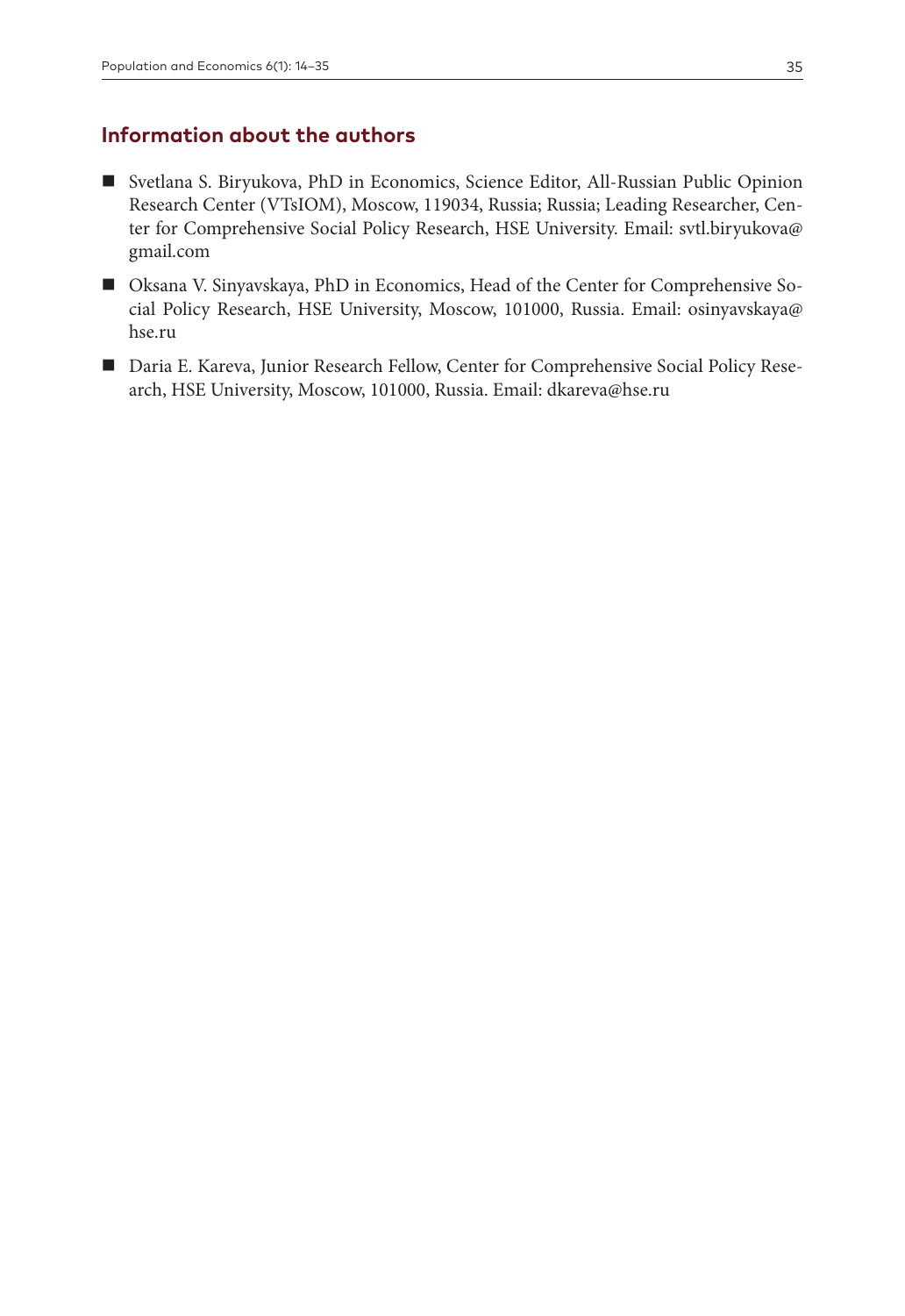## Information about the authors

- Svetlana S. Biryukova, PhD in Economics, Science Editor, All-Russian Public Opinion Research Center (VTsIOM), Moscow, 119034, Russia; Russia; Leading Researcher, Center for Comprehensive Social Policy Research, HSE University. Email: svtl.biryukova@gmail.com
- Oksana V. Sinyavskaya, PhD in Economics, Head of the Center for Comprehensive Social Policy Research, HSE University, Moscow, 101000, Russia. Email: osinyavskaya@hse.ru
- Daria E. Kareva, Junior Research Fellow, Center for Comprehensive Social Policy Research, HSE University, Moscow, 101000, Russia. Email: dkareva@hse.ru